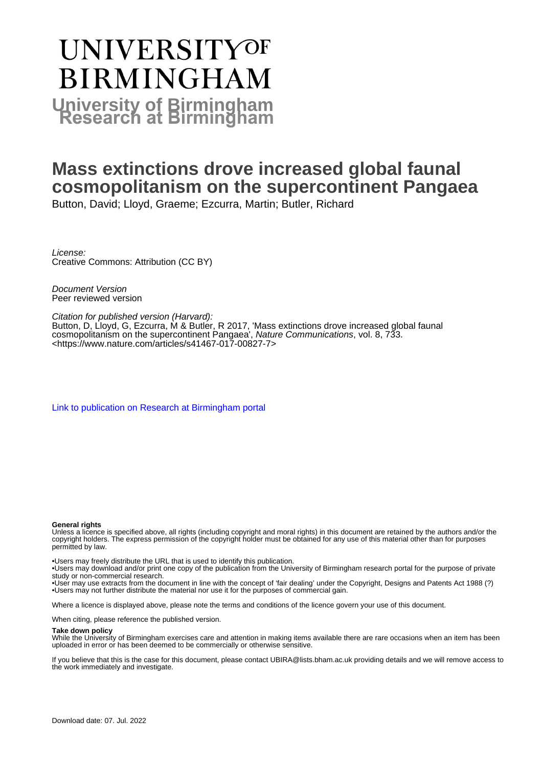# UNIVERSITY OF BIRMINGHAM

## University of Birmingham Research at Birmingham

# Mass extinctions drove increased global faunal cosmopolitanism on the supercontinent Pangaea

Button, David; Lloyd, Graeme; Ezcurra, Martin; Butler, Richard

*License:*
Creative Commons: Attribution (CC BY)

*Document Version*
Peer reviewed version

*Citation for published version (Harvard):*
Button, D, Lloyd, G, Ezcurra, M & Butler, R 2017, 'Mass extinctions drove increased global faunal cosmopolitanism on the supercontinent Pangaea', *Nature Communications*, vol. 8, 733. <https://www.nature.com/articles/s41467-017-00827-7>

[Link to publication on Research at Birmingham portal](#)

**General rights**
Unless a licence is specified above, all rights (including copyright and moral rights) in this document are retained by the authors and/or the copyright holders. The express permission of the copyright holder must be obtained for any use of this material other than for purposes permitted by law.

- •Users may freely distribute the URL that is used to identify this publication.
- •Users may download and/or print one copy of the publication from the University of Birmingham research portal for the purpose of private study or non-commercial research.
- •User may use extracts from the document in line with the concept of 'fair dealing' under the Copyright, Designs and Patents Act 1988 (?)
- •Users may not further distribute the material nor use it for the purposes of commercial gain.

Where a licence is displayed above, please note the terms and conditions of the licence govern your use of this document.

When citing, please reference the published version.

**Take down policy**
While the University of Birmingham exercises care and attention in making items available there are rare occasions when an item has been uploaded in error or has been deemed to be commercially or otherwise sensitive.

If you believe that this is the case for this document, please contact UBIRA@lists.bham.ac.uk providing details and we will remove access to the work immediately and investigate.

Download date: 07. Jul. 2022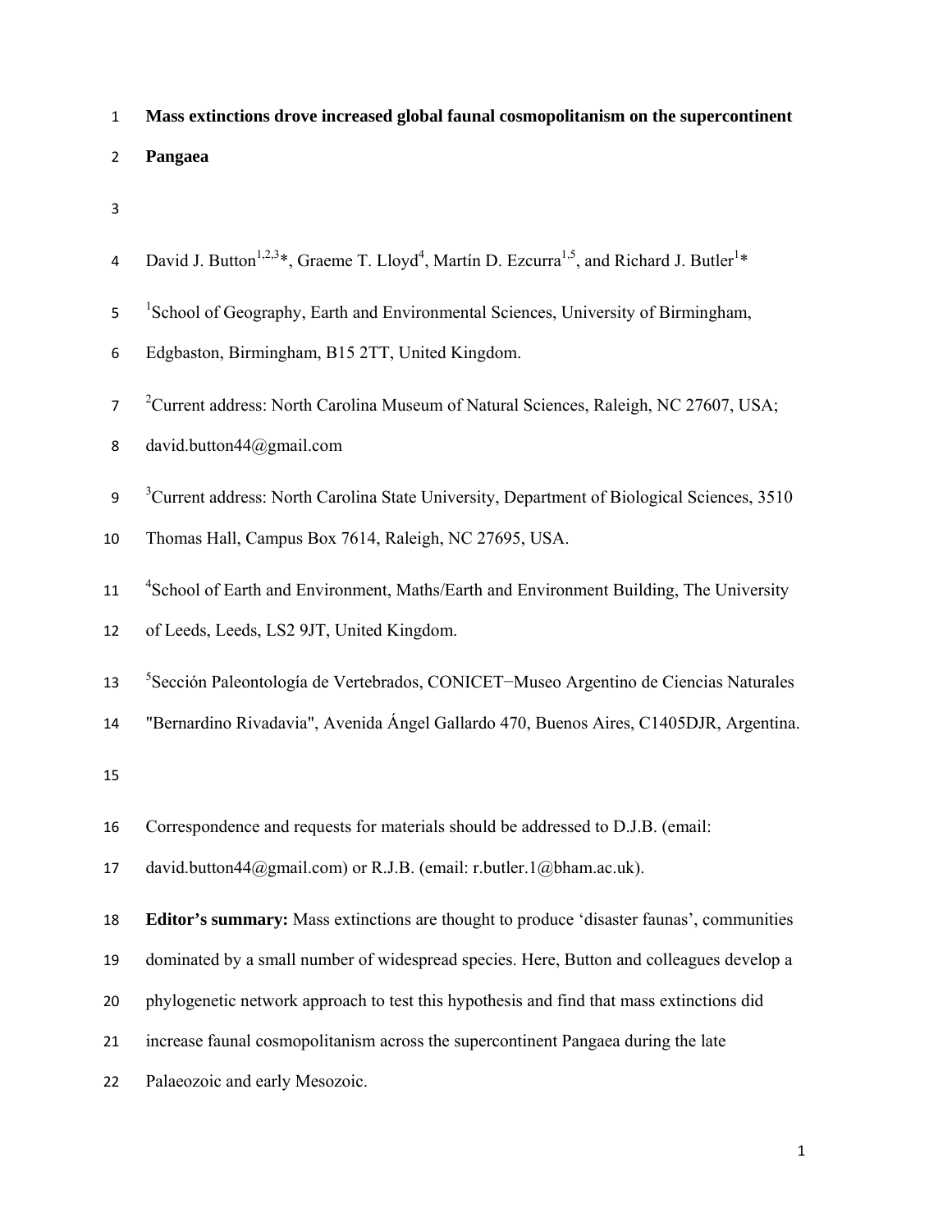# Mass extinctions drove increased global faunal cosmopolitanism on the supercontinent Pangaea

David J. Button[1,2,3]*, Graeme T. Lloyd[4], Martín D. Ezcurra[1,5], and Richard J. Butler[1]*

[1]School of Geography, Earth and Environmental Sciences, University of Birmingham, Edgbaston, Birmingham, B15 2TT, United Kingdom.

[2]Current address: North Carolina Museum of Natural Sciences, Raleigh, NC 27607, USA; david.button44@gmail.com

[3]Current address: North Carolina State University, Department of Biological Sciences, 3510 Thomas Hall, Campus Box 7614, Raleigh, NC 27695, USA.

[4]School of Earth and Environment, Maths/Earth and Environment Building, The University of Leeds, Leeds, LS2 9JT, United Kingdom.

[5]Sección Paleontología de Vertebrados, CONICET−Museo Argentino de Ciencias Naturales "Bernardino Rivadavia", Avenida Ángel Gallardo 470, Buenos Aires, C1405DJR, Argentina.

Correspondence and requests for materials should be addressed to D.J.B. (email: david.button44@gmail.com) or R.J.B. (email: r.butler.1@bham.ac.uk).

**Editor's summary:** Mass extinctions are thought to produce 'disaster faunas', communities dominated by a small number of widespread species. Here, Button and colleagues develop a phylogenetic network approach to test this hypothesis and find that mass extinctions did increase faunal cosmopolitanism across the supercontinent Pangaea during the late Palaeozoic and early Mesozoic.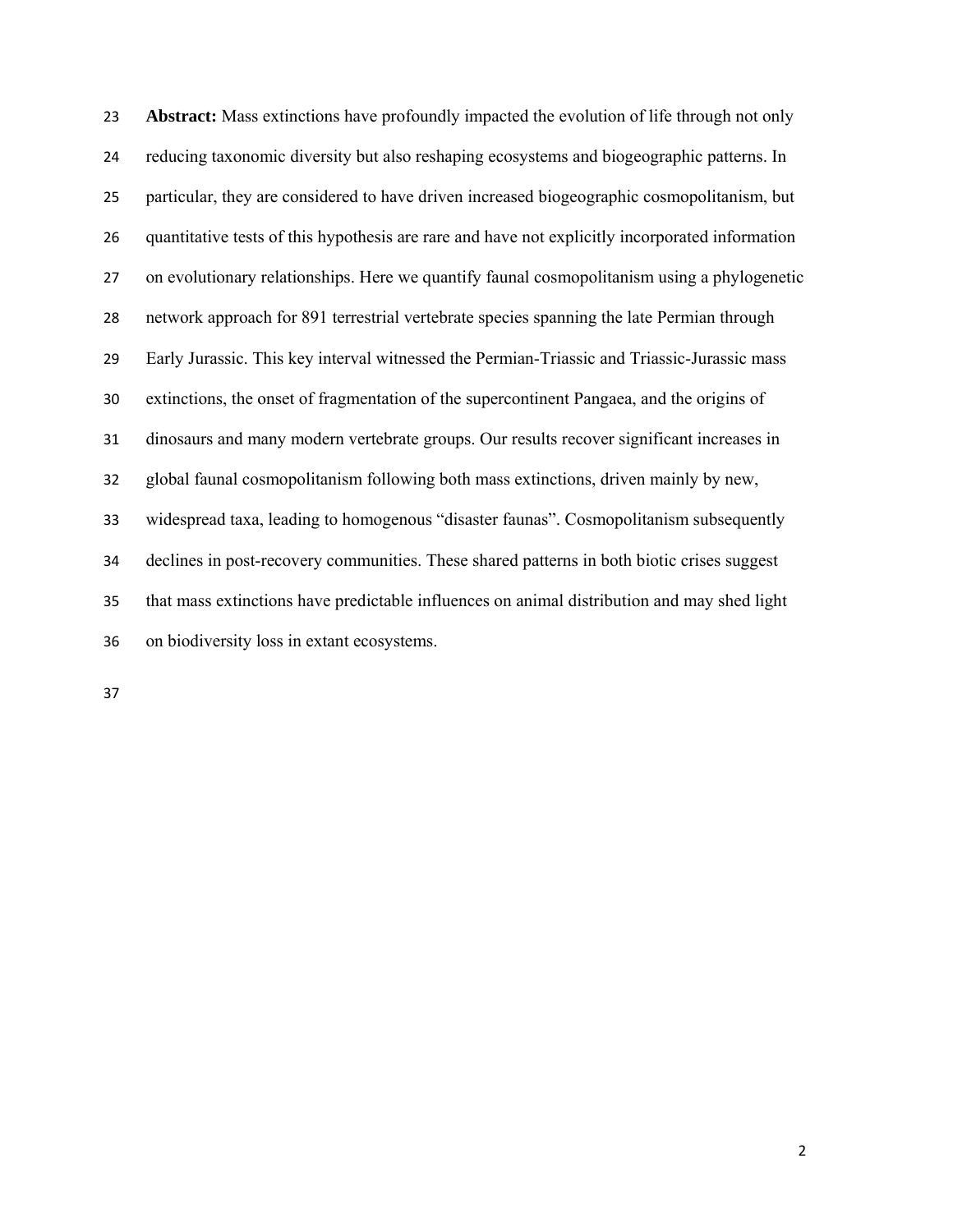**Abstract:** Mass extinctions have profoundly impacted the evolution of life through not only reducing taxonomic diversity but also reshaping ecosystems and biogeographic patterns. In particular, they are considered to have driven increased biogeographic cosmopolitanism, but quantitative tests of this hypothesis are rare and have not explicitly incorporated information on evolutionary relationships. Here we quantify faunal cosmopolitanism using a phylogenetic network approach for 891 terrestrial vertebrate species spanning the late Permian through Early Jurassic. This key interval witnessed the Permian-Triassic and Triassic-Jurassic mass extinctions, the onset of fragmentation of the supercontinent Pangaea, and the origins of dinosaurs and many modern vertebrate groups. Our results recover significant increases in global faunal cosmopolitanism following both mass extinctions, driven mainly by new, widespread taxa, leading to homogenous "disaster faunas". Cosmopolitanism subsequently declines in post-recovery communities. These shared patterns in both biotic crises suggest that mass extinctions have predictable influences on animal distribution and may shed light on biodiversity loss in extant ecosystems.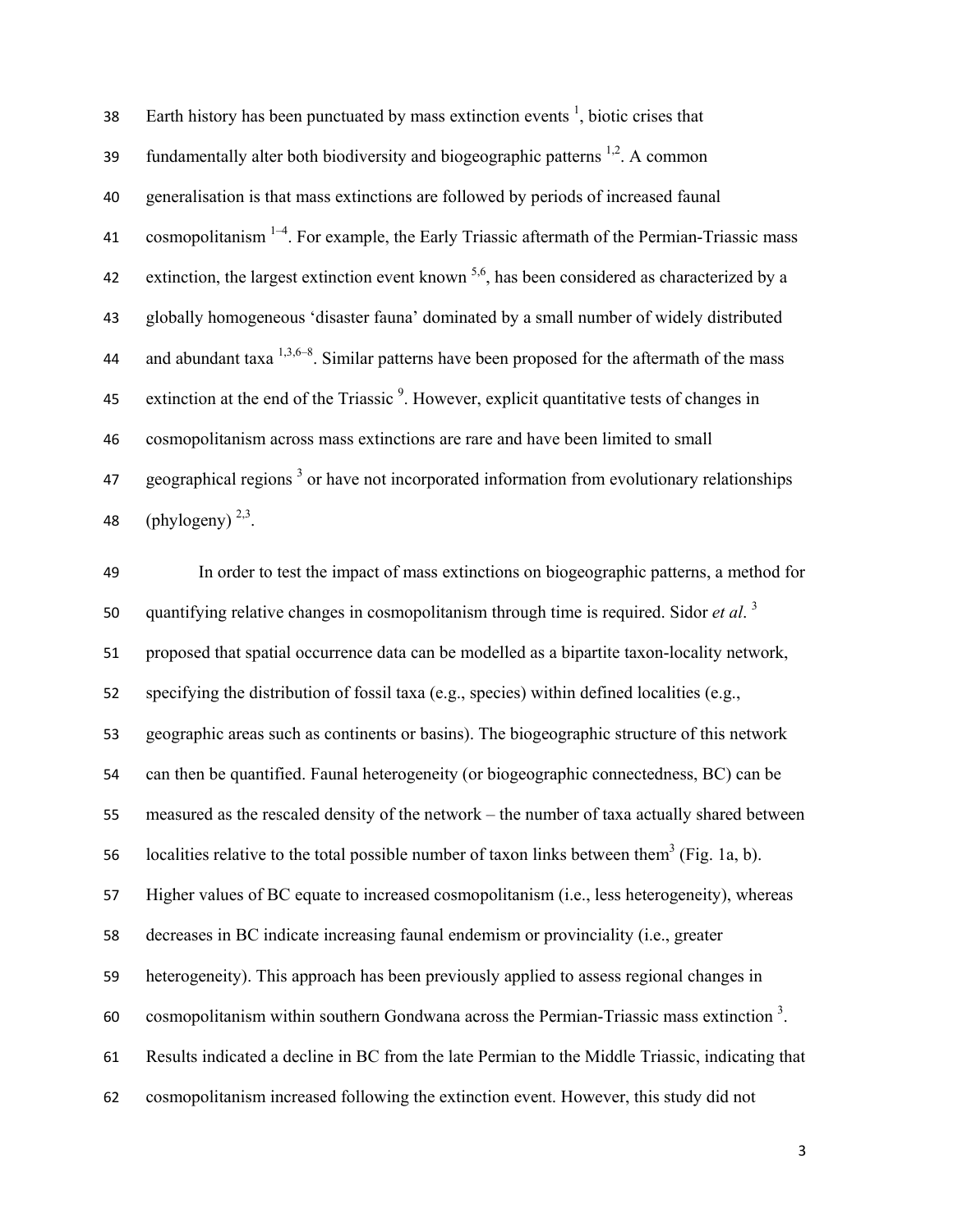Earth history has been punctuated by mass extinction events [1], biotic crises that fundamentally alter both biodiversity and biogeographic patterns [1,2]. A common generalisation is that mass extinctions are followed by periods of increased faunal cosmopolitanism [1–4]. For example, the Early Triassic aftermath of the Permian-Triassic mass extinction, the largest extinction event known [5,6], has been considered as characterized by a globally homogeneous 'disaster fauna' dominated by a small number of widely distributed and abundant taxa [1,3,6–8]. Similar patterns have been proposed for the aftermath of the mass extinction at the end of the Triassic [9]. However, explicit quantitative tests of changes in cosmopolitanism across mass extinctions are rare and have been limited to small geographical regions [3] or have not incorporated information from evolutionary relationships (phylogeny) [2,3].

In order to test the impact of mass extinctions on biogeographic patterns, a method for quantifying relative changes in cosmopolitanism through time is required. Sidor *et al*. [3] proposed that spatial occurrence data can be modelled as a bipartite taxon-locality network, specifying the distribution of fossil taxa (e.g., species) within defined localities (e.g., geographic areas such as continents or basins). The biogeographic structure of this network can then be quantified. Faunal heterogeneity (or biogeographic connectedness, BC) can be measured as the rescaled density of the network – the number of taxa actually shared between localities relative to the total possible number of taxon links between them[3] (Fig. 1a, b). Higher values of BC equate to increased cosmopolitanism (i.e., less heterogeneity), whereas decreases in BC indicate increasing faunal endemism or provinciality (i.e., greater heterogeneity). This approach has been previously applied to assess regional changes in cosmopolitanism within southern Gondwana across the Permian-Triassic mass extinction [3]. Results indicated a decline in BC from the late Permian to the Middle Triassic, indicating that cosmopolitanism increased following the extinction event. However, this study did not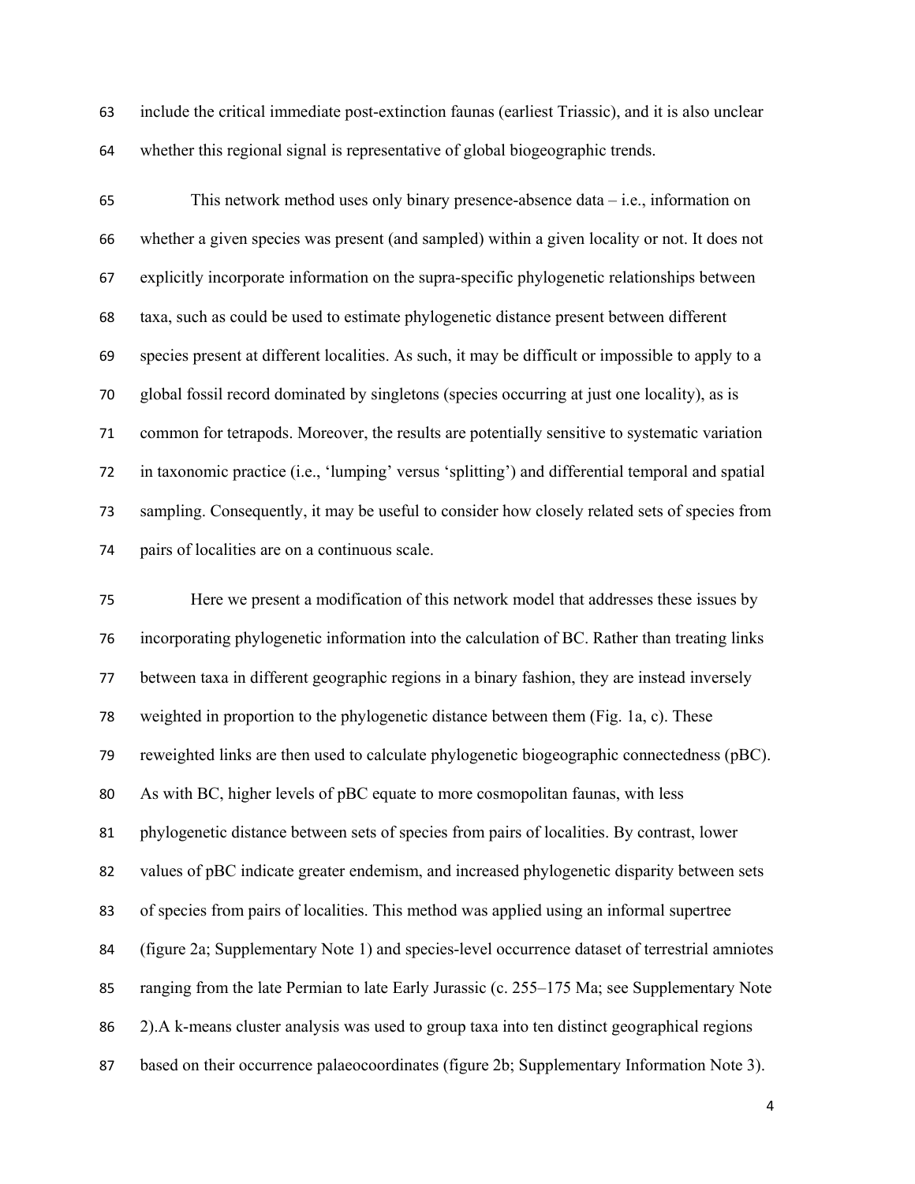include the critical immediate post-extinction faunas (earliest Triassic), and it is also unclear whether this regional signal is representative of global biogeographic trends.

This network method uses only binary presence-absence data – i.e., information on whether a given species was present (and sampled) within a given locality or not. It does not explicitly incorporate information on the supra-specific phylogenetic relationships between taxa, such as could be used to estimate phylogenetic distance present between different species present at different localities. As such, it may be difficult or impossible to apply to a global fossil record dominated by singletons (species occurring at just one locality), as is common for tetrapods. Moreover, the results are potentially sensitive to systematic variation in taxonomic practice (i.e., 'lumping' versus 'splitting') and differential temporal and spatial sampling. Consequently, it may be useful to consider how closely related sets of species from pairs of localities are on a continuous scale.

Here we present a modification of this network model that addresses these issues by incorporating phylogenetic information into the calculation of BC. Rather than treating links between taxa in different geographic regions in a binary fashion, they are instead inversely weighted in proportion to the phylogenetic distance between them (Fig. 1a, c). These reweighted links are then used to calculate phylogenetic biogeographic connectedness (pBC). As with BC, higher levels of pBC equate to more cosmopolitan faunas, with less phylogenetic distance between sets of species from pairs of localities. By contrast, lower values of pBC indicate greater endemism, and increased phylogenetic disparity between sets of species from pairs of localities. This method was applied using an informal supertree (figure 2a; Supplementary Note 1) and species-level occurrence dataset of terrestrial amniotes ranging from the late Permian to late Early Jurassic (c. 255–175 Ma; see Supplementary Note 2).A k-means cluster analysis was used to group taxa into ten distinct geographical regions based on their occurrence palaeocoordinates (figure 2b; Supplementary Information Note 3).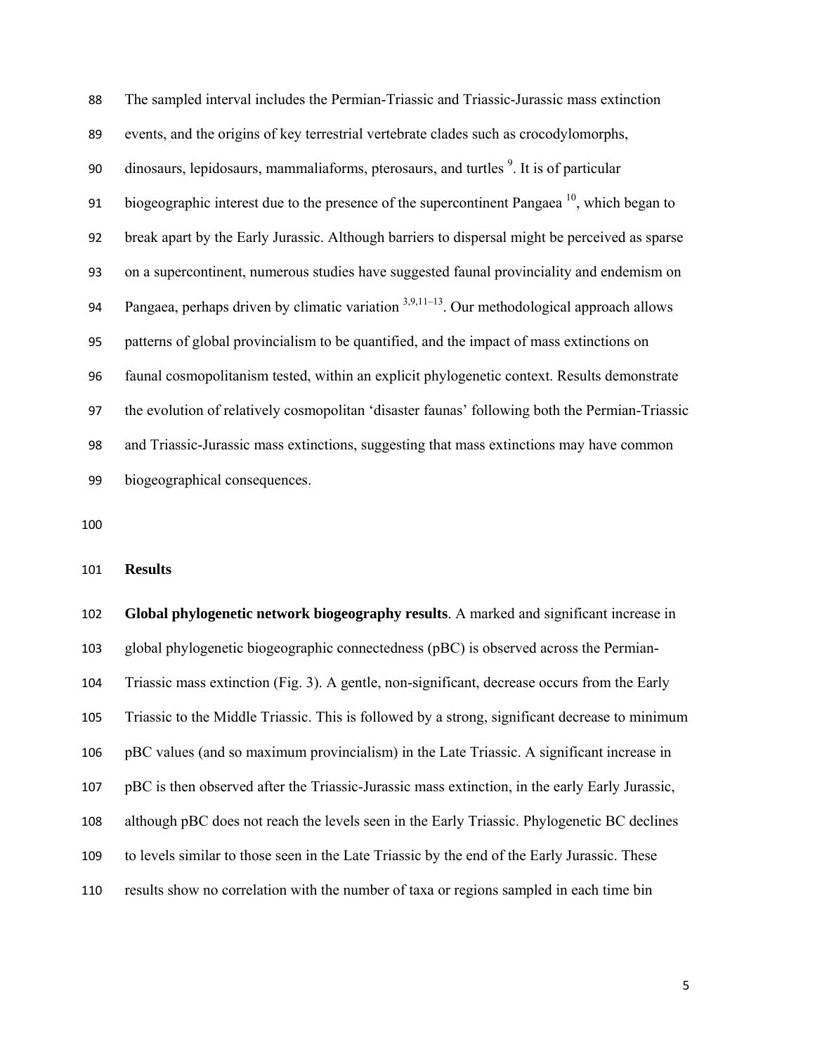The sampled interval includes the Permian-Triassic and Triassic-Jurassic mass extinction events, and the origins of key terrestrial vertebrate clades such as crocodylomorphs, dinosaurs, lepidosaurs, mammaliaforms, pterosaurs, and turtles [9]. It is of particular biogeographic interest due to the presence of the supercontinent Pangaea [10], which began to break apart by the Early Jurassic. Although barriers to dispersal might be perceived as sparse on a supercontinent, numerous studies have suggested faunal provinciality and endemism on Pangaea, perhaps driven by climatic variation [3,9,11–13]. Our methodological approach allows patterns of global provincialism to be quantified, and the impact of mass extinctions on faunal cosmopolitanism tested, within an explicit phylogenetic context. Results demonstrate the evolution of relatively cosmopolitan 'disaster faunas' following both the Permian-Triassic and Triassic-Jurassic mass extinctions, suggesting that mass extinctions may have common biogeographical consequences.

## Results

**Global phylogenetic network biogeography results**. A marked and significant increase in global phylogenetic biogeographic connectedness (pBC) is observed across the Permian-Triassic mass extinction (Fig. 3). A gentle, non-significant, decrease occurs from the Early Triassic to the Middle Triassic. This is followed by a strong, significant decrease to minimum pBC values (and so maximum provincialism) in the Late Triassic. A significant increase in pBC is then observed after the Triassic-Jurassic mass extinction, in the early Early Jurassic, although pBC does not reach the levels seen in the Early Triassic. Phylogenetic BC declines to levels similar to those seen in the Late Triassic by the end of the Early Jurassic. These results show no correlation with the number of taxa or regions sampled in each time bin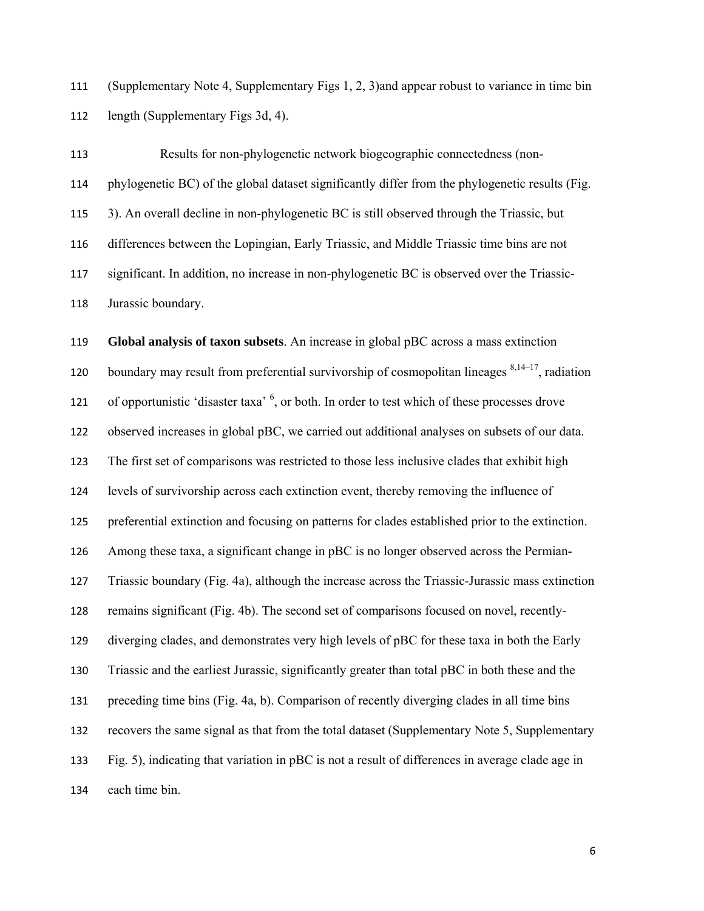(Supplementary Note 4, Supplementary Figs 1, 2, 3)and appear robust to variance in time bin length (Supplementary Figs 3d, 4).

Results for non-phylogenetic network biogeographic connectedness (non-phylogenetic BC) of the global dataset significantly differ from the phylogenetic results (Fig. 3). An overall decline in non-phylogenetic BC is still observed through the Triassic, but differences between the Lopingian, Early Triassic, and Middle Triassic time bins are not significant. In addition, no increase in non-phylogenetic BC is observed over the Triassic-Jurassic boundary.

**Global analysis of taxon subsets**. An increase in global pBC across a mass extinction boundary may result from preferential survivorship of cosmopolitan lineages [8,14–17], radiation of opportunistic 'disaster taxa' [6], or both. In order to test which of these processes drove observed increases in global pBC, we carried out additional analyses on subsets of our data. The first set of comparisons was restricted to those less inclusive clades that exhibit high levels of survivorship across each extinction event, thereby removing the influence of preferential extinction and focusing on patterns for clades established prior to the extinction. Among these taxa, a significant change in pBC is no longer observed across the Permian-Triassic boundary (Fig. 4a), although the increase across the Triassic-Jurassic mass extinction remains significant (Fig. 4b). The second set of comparisons focused on novel, recently-diverging clades, and demonstrates very high levels of pBC for these taxa in both the Early Triassic and the earliest Jurassic, significantly greater than total pBC in both these and the preceding time bins (Fig. 4a, b). Comparison of recently diverging clades in all time bins recovers the same signal as that from the total dataset (Supplementary Note 5, Supplementary Fig. 5), indicating that variation in pBC is not a result of differences in average clade age in each time bin.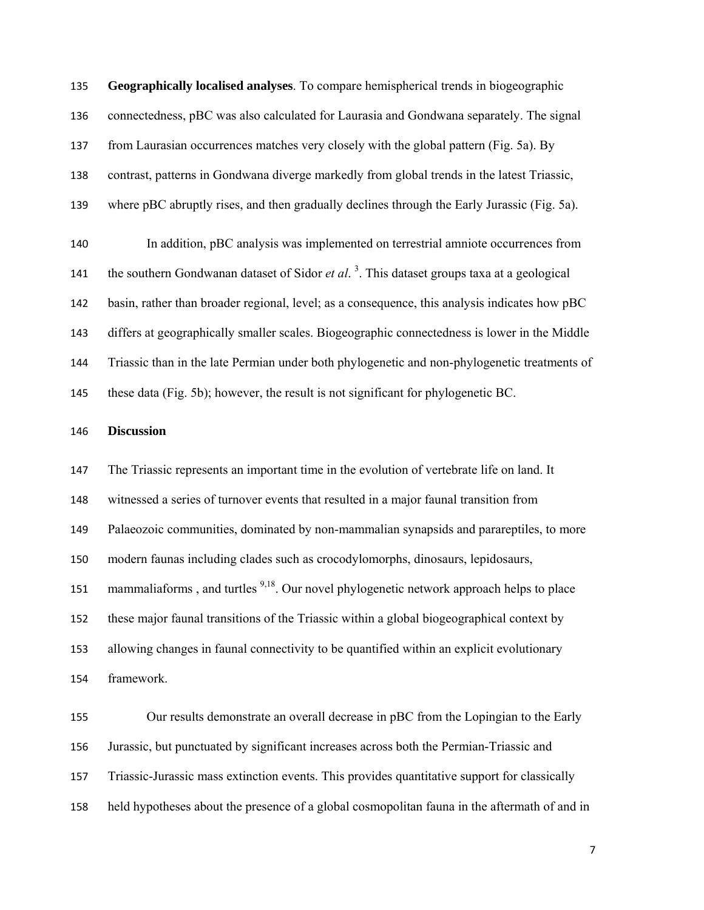**Geographically localised analyses**. To compare hemispherical trends in biogeographic connectedness, pBC was also calculated for Laurasia and Gondwana separately. The signal from Laurasian occurrences matches very closely with the global pattern (Fig. 5a). By contrast, patterns in Gondwana diverge markedly from global trends in the latest Triassic, where pBC abruptly rises, and then gradually declines through the Early Jurassic (Fig. 5a).

In addition, pBC analysis was implemented on terrestrial amniote occurrences from the southern Gondwanan dataset of Sidor *et al*. [3]. This dataset groups taxa at a geological basin, rather than broader regional, level; as a consequence, this analysis indicates how pBC differs at geographically smaller scales. Biogeographic connectedness is lower in the Middle Triassic than in the late Permian under both phylogenetic and non-phylogenetic treatments of these data (Fig. 5b); however, the result is not significant for phylogenetic BC.

## Discussion

The Triassic represents an important time in the evolution of vertebrate life on land. It witnessed a series of turnover events that resulted in a major faunal transition from Palaeozoic communities, dominated by non-mammalian synapsids and parareptiles, to more modern faunas including clades such as crocodylomorphs, dinosaurs, lepidosaurs, mammaliaforms , and turtles [9,18]. Our novel phylogenetic network approach helps to place these major faunal transitions of the Triassic within a global biogeographical context by allowing changes in faunal connectivity to be quantified within an explicit evolutionary framework.

Our results demonstrate an overall decrease in pBC from the Lopingian to the Early Jurassic, but punctuated by significant increases across both the Permian-Triassic and Triassic-Jurassic mass extinction events. This provides quantitative support for classically held hypotheses about the presence of a global cosmopolitan fauna in the aftermath of and in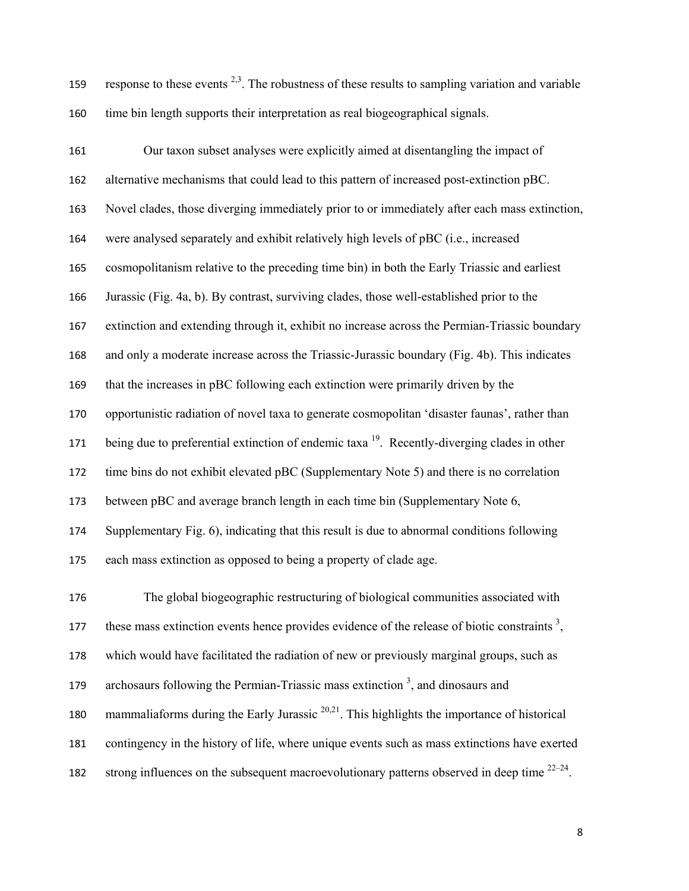response to these events [2,3]. The robustness of these results to sampling variation and variable time bin length supports their interpretation as real biogeographical signals.

Our taxon subset analyses were explicitly aimed at disentangling the impact of alternative mechanisms that could lead to this pattern of increased post-extinction pBC. Novel clades, those diverging immediately prior to or immediately after each mass extinction, were analysed separately and exhibit relatively high levels of pBC (i.e., increased cosmopolitanism relative to the preceding time bin) in both the Early Triassic and earliest Jurassic (Fig. 4a, b). By contrast, surviving clades, those well-established prior to the extinction and extending through it, exhibit no increase across the Permian-Triassic boundary and only a moderate increase across the Triassic-Jurassic boundary (Fig. 4b). This indicates that the increases in pBC following each extinction were primarily driven by the opportunistic radiation of novel taxa to generate cosmopolitan 'disaster faunas', rather than being due to preferential extinction of endemic taxa [19]. Recently-diverging clades in other time bins do not exhibit elevated pBC (Supplementary Note 5) and there is no correlation between pBC and average branch length in each time bin (Supplementary Note 6, Supplementary Fig. 6), indicating that this result is due to abnormal conditions following each mass extinction as opposed to being a property of clade age.

The global biogeographic restructuring of biological communities associated with these mass extinction events hence provides evidence of the release of biotic constraints [3], which would have facilitated the radiation of new or previously marginal groups, such as archosaurs following the Permian-Triassic mass extinction [3], and dinosaurs and mammaliaforms during the Early Jurassic [20,21]. This highlights the importance of historical contingency in the history of life, where unique events such as mass extinctions have exerted strong influences on the subsequent macroevolutionary patterns observed in deep time [22–24].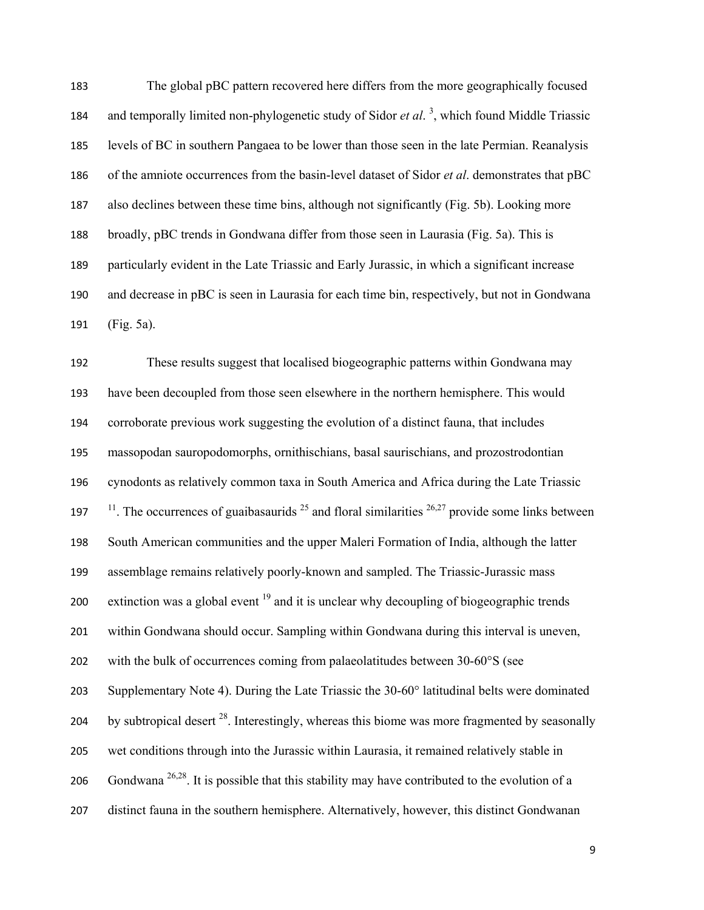The global pBC pattern recovered here differs from the more geographically focused and temporally limited non-phylogenetic study of Sidor *et al.* [3], which found Middle Triassic levels of BC in southern Pangaea to be lower than those seen in the late Permian. Reanalysis of the amniote occurrences from the basin-level dataset of Sidor *et al*. demonstrates that pBC also declines between these time bins, although not significantly (Fig. 5b). Looking more broadly, pBC trends in Gondwana differ from those seen in Laurasia (Fig. 5a). This is particularly evident in the Late Triassic and Early Jurassic, in which a significant increase and decrease in pBC is seen in Laurasia for each time bin, respectively, but not in Gondwana (Fig. 5a).

These results suggest that localised biogeographic patterns within Gondwana may have been decoupled from those seen elsewhere in the northern hemisphere. This would corroborate previous work suggesting the evolution of a distinct fauna, that includes massopodan sauropodomorphs, ornithischians, basal saurischians, and prozostrodontian cynodonts as relatively common taxa in South America and Africa during the Late Triassic [11]. The occurrences of guaibasaurids [25] and floral similarities [26,27] provide some links between South American communities and the upper Maleri Formation of India, although the latter assemblage remains relatively poorly-known and sampled. The Triassic-Jurassic mass extinction was a global event [19] and it is unclear why decoupling of biogeographic trends within Gondwana should occur. Sampling within Gondwana during this interval is uneven, with the bulk of occurrences coming from palaeolatitudes between 30-60°S (see Supplementary Note 4). During the Late Triassic the 30-60° latitudinal belts were dominated by subtropical desert [28]. Interestingly, whereas this biome was more fragmented by seasonally wet conditions through into the Jurassic within Laurasia, it remained relatively stable in Gondwana [26,28]. It is possible that this stability may have contributed to the evolution of a distinct fauna in the southern hemisphere. Alternatively, however, this distinct Gondwanan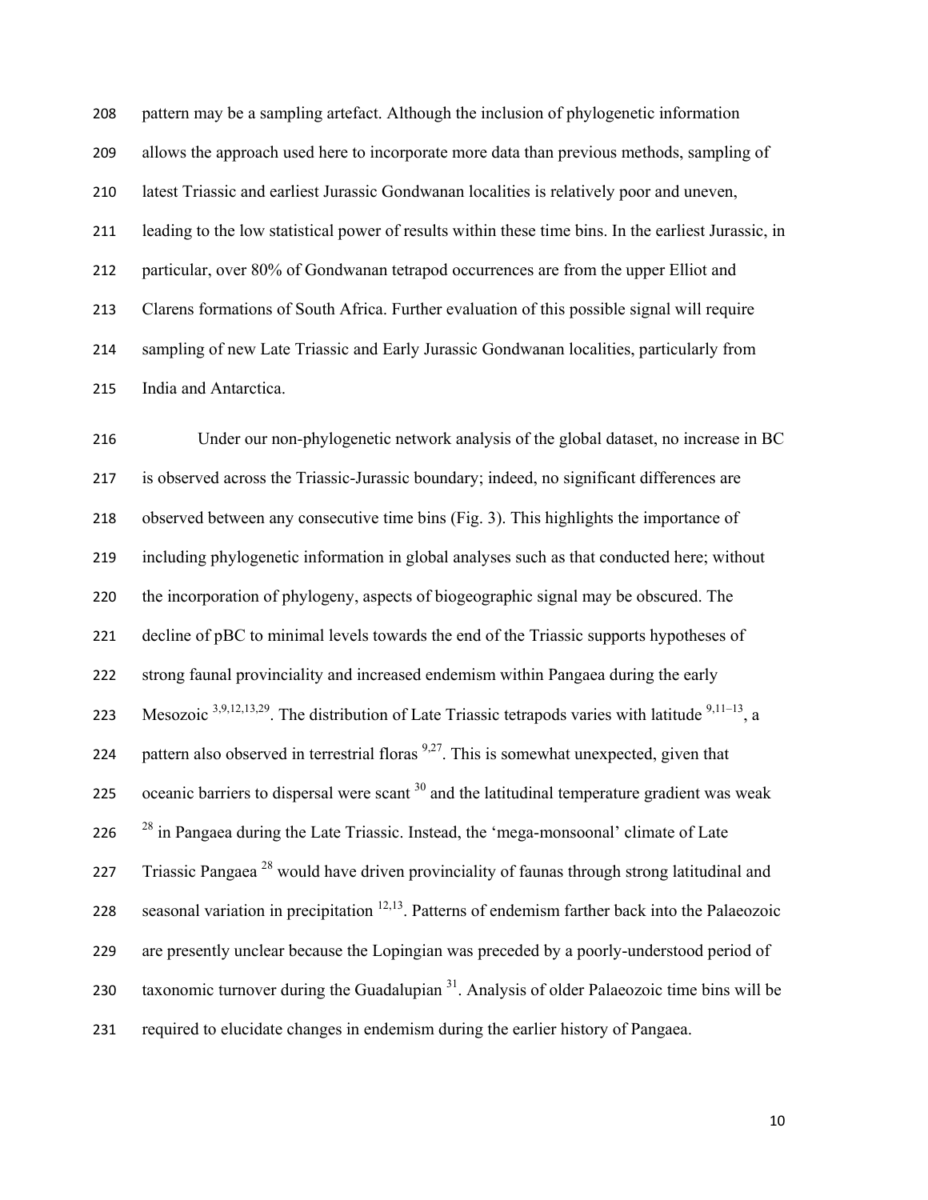pattern may be a sampling artefact. Although the inclusion of phylogenetic information allows the approach used here to incorporate more data than previous methods, sampling of latest Triassic and earliest Jurassic Gondwanan localities is relatively poor and uneven, leading to the low statistical power of results within these time bins. In the earliest Jurassic, in particular, over 80% of Gondwanan tetrapod occurrences are from the upper Elliot and Clarens formations of South Africa. Further evaluation of this possible signal will require sampling of new Late Triassic and Early Jurassic Gondwanan localities, particularly from India and Antarctica.

Under our non-phylogenetic network analysis of the global dataset, no increase in BC is observed across the Triassic-Jurassic boundary; indeed, no significant differences are observed between any consecutive time bins (Fig. 3). This highlights the importance of including phylogenetic information in global analyses such as that conducted here; without the incorporation of phylogeny, aspects of biogeographic signal may be obscured. The decline of pBC to minimal levels towards the end of the Triassic supports hypotheses of strong faunal provinciality and increased endemism within Pangaea during the early Mesozoic [3,9,12,13,29]. The distribution of Late Triassic tetrapods varies with latitude [9,11–13], a pattern also observed in terrestrial floras [9,27]. This is somewhat unexpected, given that oceanic barriers to dispersal were scant [30] and the latitudinal temperature gradient was weak [28] in Pangaea during the Late Triassic. Instead, the 'mega-monsoonal' climate of Late Triassic Pangaea [28] would have driven provinciality of faunas through strong latitudinal and seasonal variation in precipitation [12,13]. Patterns of endemism farther back into the Palaeozoic are presently unclear because the Lopingian was preceded by a poorly-understood period of taxonomic turnover during the Guadalupian [31]. Analysis of older Palaeozoic time bins will be required to elucidate changes in endemism during the earlier history of Pangaea.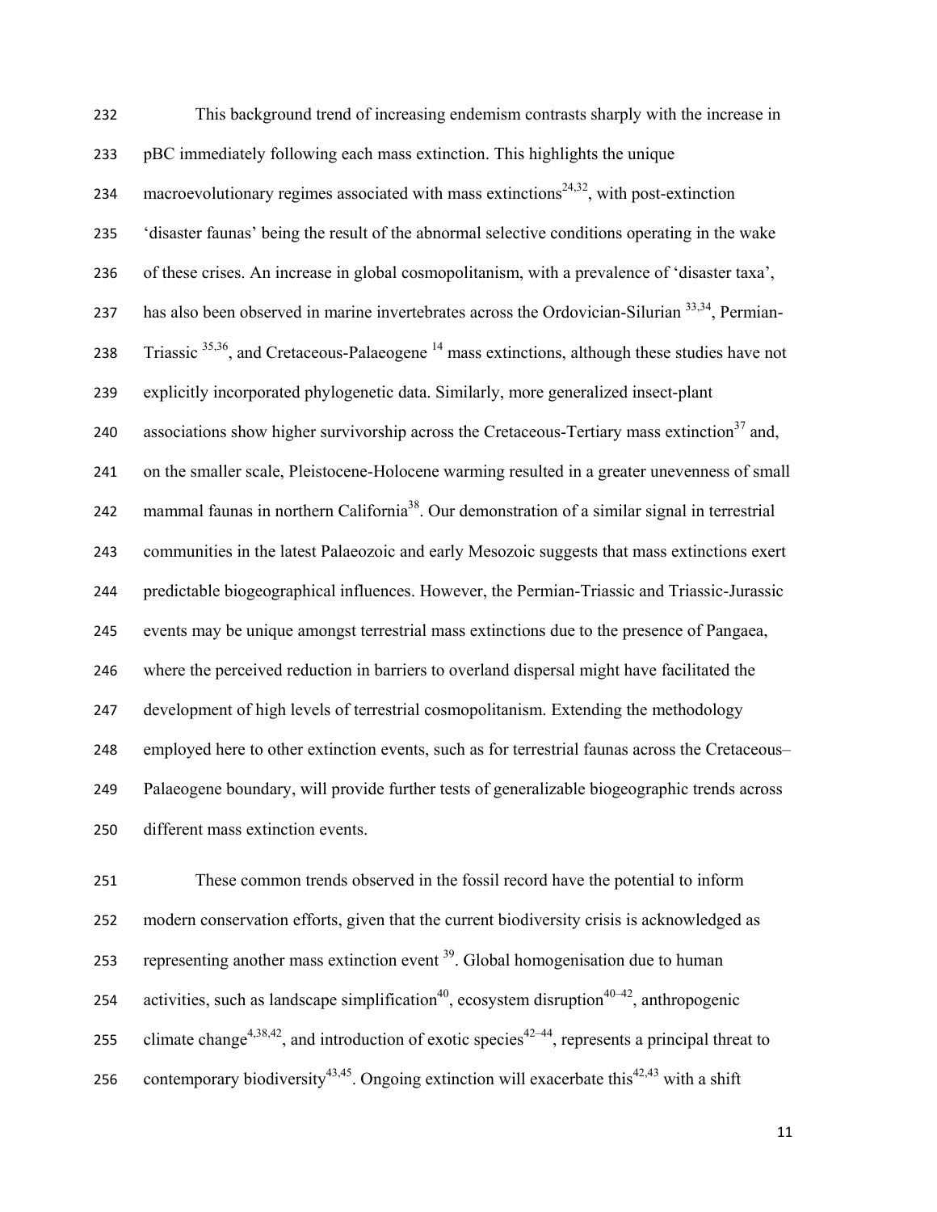This background trend of increasing endemism contrasts sharply with the increase in pBC immediately following each mass extinction. This highlights the unique macroevolutionary regimes associated with mass extinctions[24,32], with post-extinction 'disaster faunas' being the result of the abnormal selective conditions operating in the wake of these crises. An increase in global cosmopolitanism, with a prevalence of 'disaster taxa', has also been observed in marine invertebrates across the Ordovician-Silurian [33,34], Permian-Triassic [35,36], and Cretaceous-Palaeogene [14] mass extinctions, although these studies have not explicitly incorporated phylogenetic data. Similarly, more generalized insect-plant associations show higher survivorship across the Cretaceous-Tertiary mass extinction[37] and, on the smaller scale, Pleistocene-Holocene warming resulted in a greater unevenness of small mammal faunas in northern California[38]. Our demonstration of a similar signal in terrestrial communities in the latest Palaeozoic and early Mesozoic suggests that mass extinctions exert predictable biogeographical influences. However, the Permian-Triassic and Triassic-Jurassic events may be unique amongst terrestrial mass extinctions due to the presence of Pangaea, where the perceived reduction in barriers to overland dispersal might have facilitated the development of high levels of terrestrial cosmopolitanism. Extending the methodology employed here to other extinction events, such as for terrestrial faunas across the Cretaceous–Palaeogene boundary, will provide further tests of generalizable biogeographic trends across different mass extinction events.

These common trends observed in the fossil record have the potential to inform modern conservation efforts, given that the current biodiversity crisis is acknowledged as representing another mass extinction event [39]. Global homogenisation due to human activities, such as landscape simplification[40], ecosystem disruption[40–42], anthropogenic climate change[4,38,42], and introduction of exotic species[42–44], represents a principal threat to contemporary biodiversity[43,45]. Ongoing extinction will exacerbate this[42,43] with a shift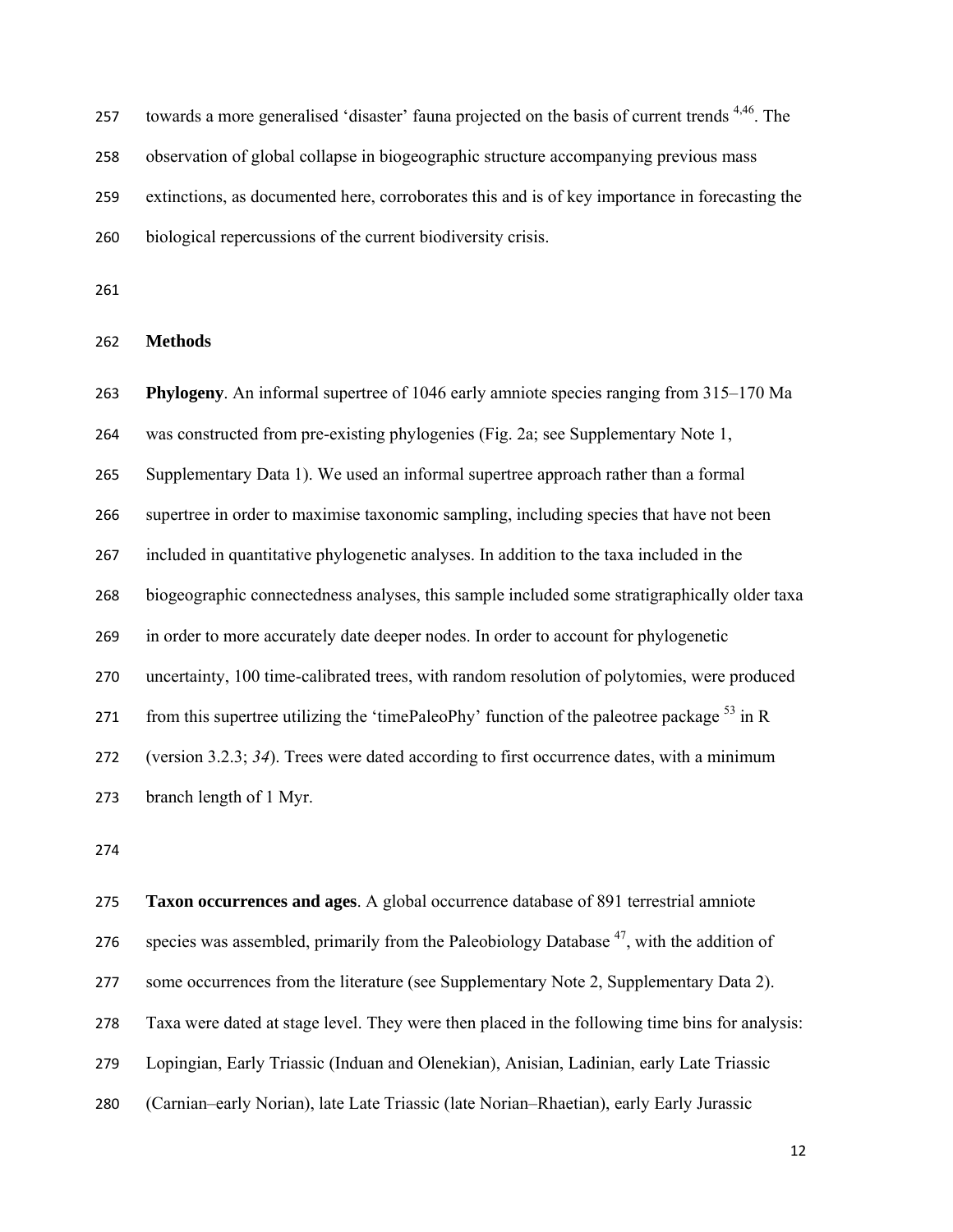towards a more generalised 'disaster' fauna projected on the basis of current trends [4,46]. The observation of global collapse in biogeographic structure accompanying previous mass extinctions, as documented here, corroborates this and is of key importance in forecasting the biological repercussions of the current biodiversity crisis.

## Methods

**Phylogeny**. An informal supertree of 1046 early amniote species ranging from 315–170 Ma was constructed from pre-existing phylogenies (Fig. 2a; see Supplementary Note 1, Supplementary Data 1). We used an informal supertree approach rather than a formal supertree in order to maximise taxonomic sampling, including species that have not been included in quantitative phylogenetic analyses. In addition to the taxa included in the biogeographic connectedness analyses, this sample included some stratigraphically older taxa in order to more accurately date deeper nodes. In order to account for phylogenetic uncertainty, 100 time-calibrated trees, with random resolution of polytomies, were produced from this supertree utilizing the 'timePaleoPhy' function of the paleotree package [53] in R (version 3.2.3; *34*). Trees were dated according to first occurrence dates, with a minimum branch length of 1 Myr.

**Taxon occurrences and ages**. A global occurrence database of 891 terrestrial amniote species was assembled, primarily from the Paleobiology Database [47], with the addition of some occurrences from the literature (see Supplementary Note 2, Supplementary Data 2). Taxa were dated at stage level. They were then placed in the following time bins for analysis: Lopingian, Early Triassic (Induan and Olenekian), Anisian, Ladinian, early Late Triassic (Carnian–early Norian), late Late Triassic (late Norian–Rhaetian), early Early Jurassic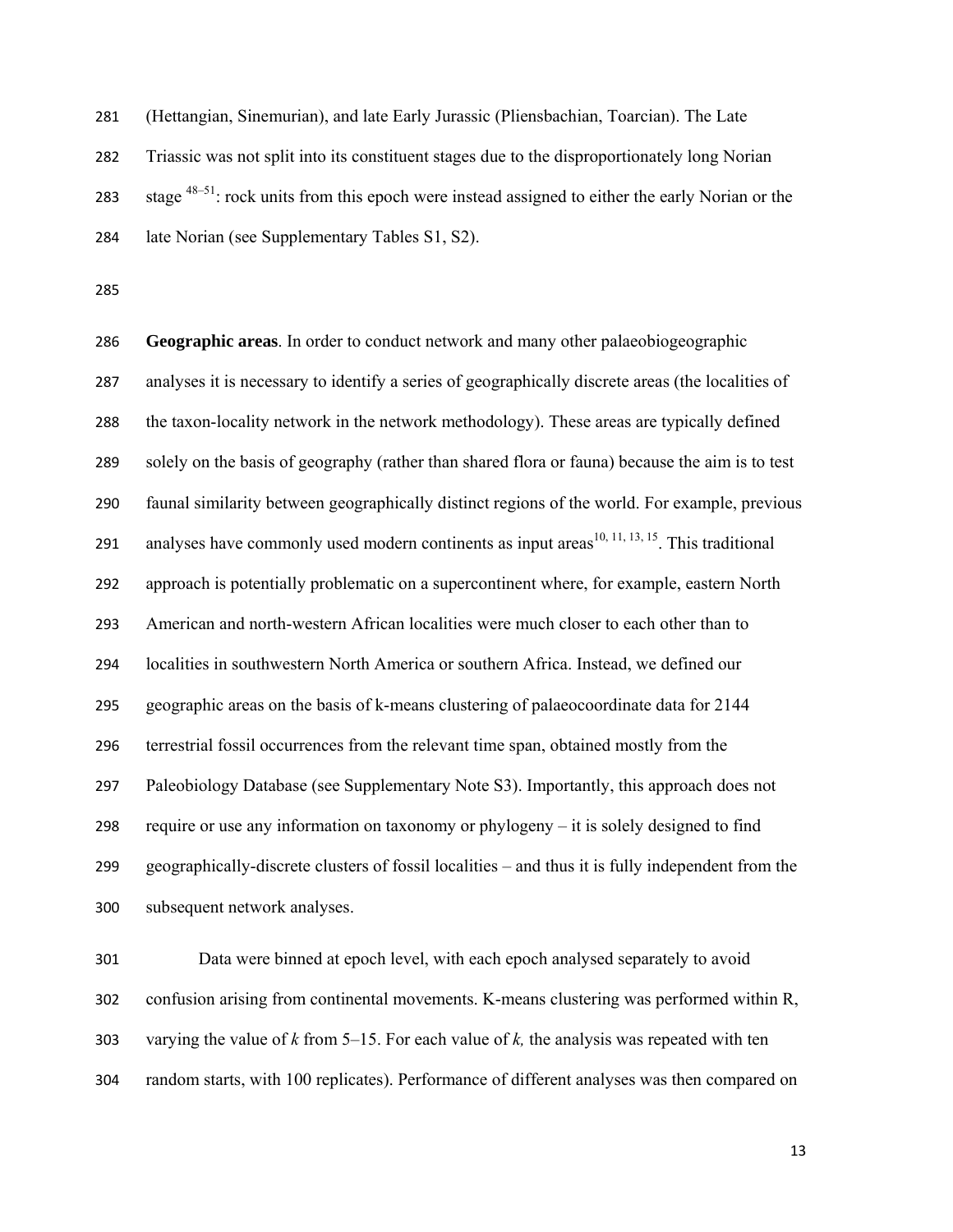(Hettangian, Sinemurian), and late Early Jurassic (Pliensbachian, Toarcian). The Late Triassic was not split into its constituent stages due to the disproportionately long Norian stage [48–51]: rock units from this epoch were instead assigned to either the early Norian or the late Norian (see Supplementary Tables S1, S2).

**Geographic areas**. In order to conduct network and many other palaeobiogeographic analyses it is necessary to identify a series of geographically discrete areas (the localities of the taxon-locality network in the network methodology). These areas are typically defined solely on the basis of geography (rather than shared flora or fauna) because the aim is to test faunal similarity between geographically distinct regions of the world. For example, previous analyses have commonly used modern continents as input areas[10, 11, 13, 15]. This traditional approach is potentially problematic on a supercontinent where, for example, eastern North American and north-western African localities were much closer to each other than to localities in southwestern North America or southern Africa. Instead, we defined our geographic areas on the basis of k-means clustering of palaeocoordinate data for 2144 terrestrial fossil occurrences from the relevant time span, obtained mostly from the Paleobiology Database (see Supplementary Note S3). Importantly, this approach does not require or use any information on taxonomy or phylogeny – it is solely designed to find geographically-discrete clusters of fossil localities – and thus it is fully independent from the subsequent network analyses.

Data were binned at epoch level, with each epoch analysed separately to avoid confusion arising from continental movements. K-means clustering was performed within R, varying the value of $k$ from 5–15. For each value of $k$, the analysis was repeated with ten random starts, with 100 replicates). Performance of different analyses was then compared on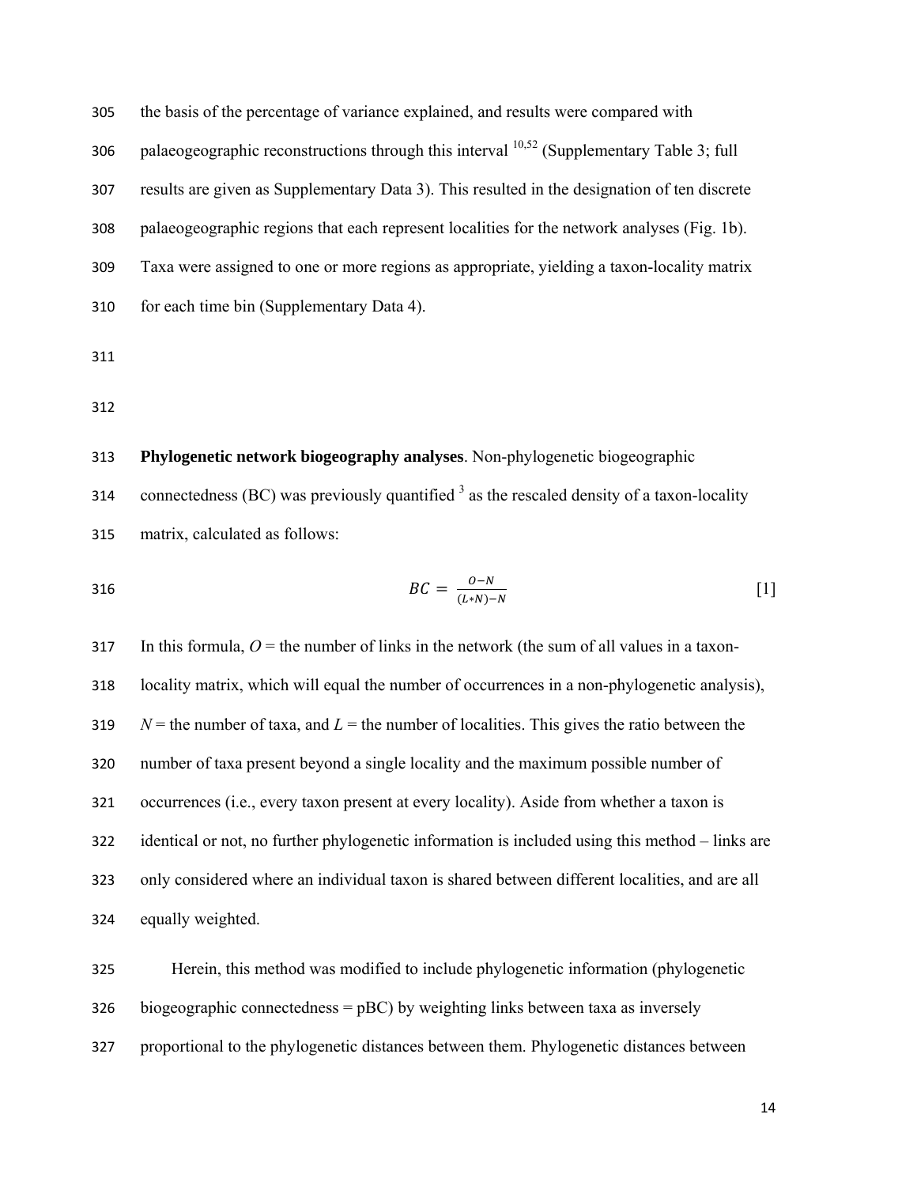the basis of the percentage of variance explained, and results were compared with palaeogeographic reconstructions through this interval [10,52] (Supplementary Table 3; full results are given as Supplementary Data 3). This resulted in the designation of ten discrete palaeogeographic regions that each represent localities for the network analyses (Fig. 1b). Taxa were assigned to one or more regions as appropriate, yielding a taxon-locality matrix for each time bin (Supplementary Data 4).

**Phylogenetic network biogeography analyses**. Non-phylogenetic biogeographic connectedness (BC) was previously quantified [3] as the rescaled density of a taxon-locality matrix, calculated as follows:

$$BC = \frac{O-N}{(L*N)-N} \quad [1]$$

In this formula, $O$ = the number of links in the network (the sum of all values in a taxon-locality matrix, which will equal the number of occurrences in a non-phylogenetic analysis), $N$ = the number of taxa, and $L$ = the number of localities. This gives the ratio between the number of taxa present beyond a single locality and the maximum possible number of occurrences (i.e., every taxon present at every locality). Aside from whether a taxon is identical or not, no further phylogenetic information is included using this method – links are only considered where an individual taxon is shared between different localities, and are all equally weighted.

Herein, this method was modified to include phylogenetic information (phylogenetic biogeographic connectedness = pBC) by weighting links between taxa as inversely proportional to the phylogenetic distances between them. Phylogenetic distances between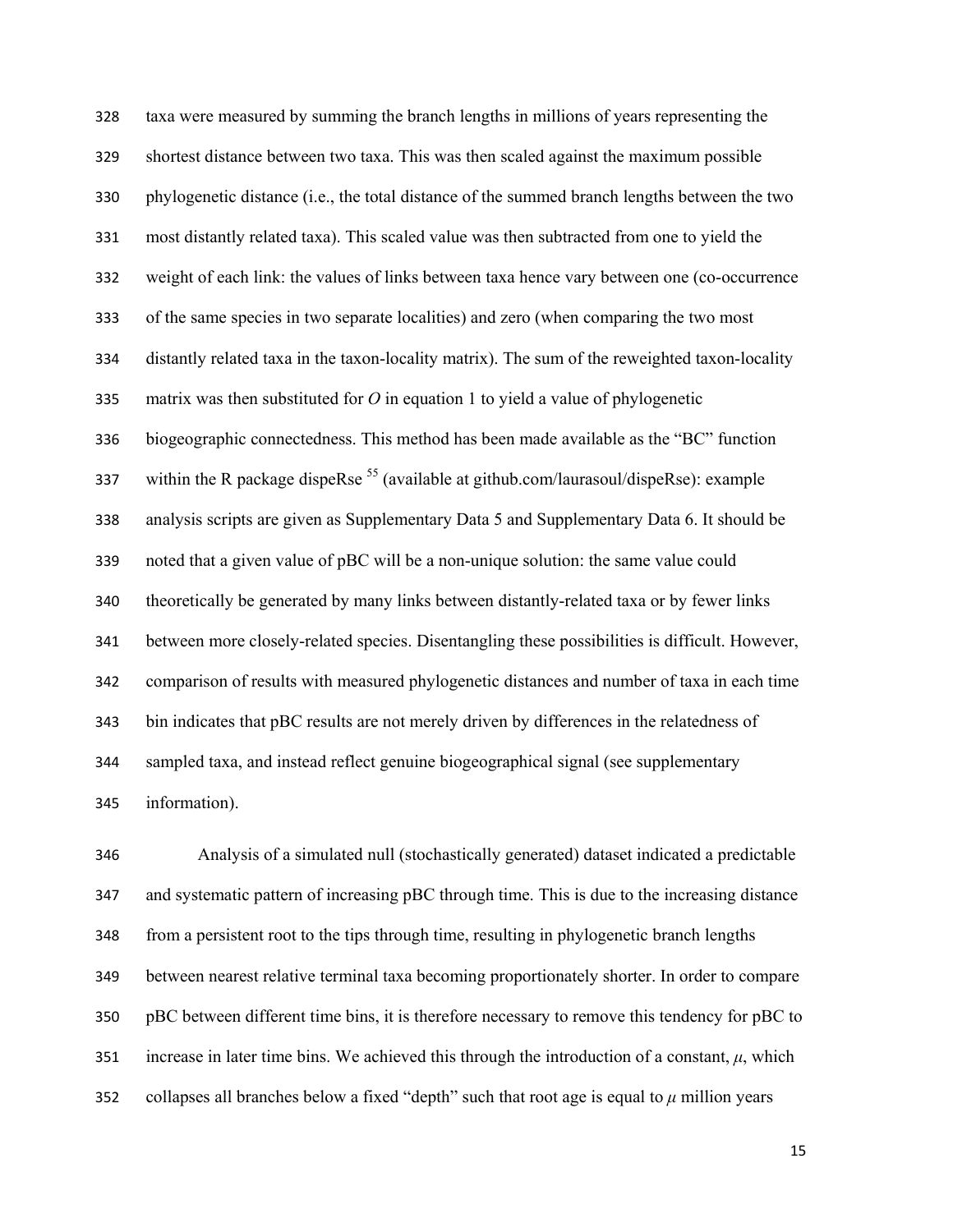taxa were measured by summing the branch lengths in millions of years representing the shortest distance between two taxa. This was then scaled against the maximum possible phylogenetic distance (i.e., the total distance of the summed branch lengths between the two most distantly related taxa). This scaled value was then subtracted from one to yield the weight of each link: the values of links between taxa hence vary between one (co-occurrence of the same species in two separate localities) and zero (when comparing the two most distantly related taxa in the taxon-locality matrix). The sum of the reweighted taxon-locality matrix was then substituted for $O$ in equation 1 to yield a value of phylogenetic biogeographic connectedness. This method has been made available as the "BC" function within the R package dispeRse [55] (available at github.com/laurasoul/dispeRse): example analysis scripts are given as Supplementary Data 5 and Supplementary Data 6. It should be noted that a given value of pBC will be a non-unique solution: the same value could theoretically be generated by many links between distantly-related taxa or by fewer links between more closely-related species. Disentangling these possibilities is difficult. However, comparison of results with measured phylogenetic distances and number of taxa in each time bin indicates that pBC results are not merely driven by differences in the relatedness of sampled taxa, and instead reflect genuine biogeographical signal (see supplementary information).

Analysis of a simulated null (stochastically generated) dataset indicated a predictable and systematic pattern of increasing pBC through time. This is due to the increasing distance from a persistent root to the tips through time, resulting in phylogenetic branch lengths between nearest relative terminal taxa becoming proportionately shorter. In order to compare pBC between different time bins, it is therefore necessary to remove this tendency for pBC to increase in later time bins. We achieved this through the introduction of a constant, $\mu$, which collapses all branches below a fixed "depth" such that root age is equal to $\mu$ million years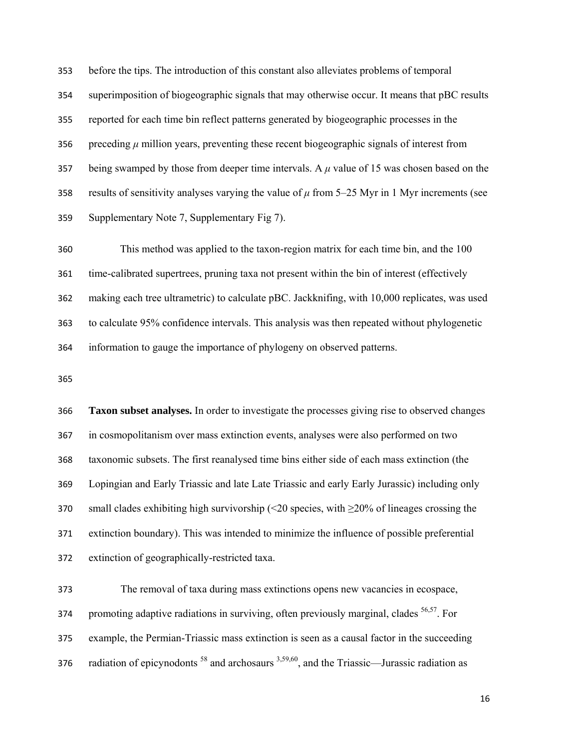before the tips. The introduction of this constant also alleviates problems of temporal superimposition of biogeographic signals that may otherwise occur. It means that pBC results reported for each time bin reflect patterns generated by biogeographic processes in the preceding $\mu$ million years, preventing these recent biogeographic signals of interest from being swamped by those from deeper time intervals. A $\mu$ value of 15 was chosen based on the results of sensitivity analyses varying the value of $\mu$ from 5–25 Myr in 1 Myr increments (see Supplementary Note 7, Supplementary Fig 7).

This method was applied to the taxon-region matrix for each time bin, and the 100 time-calibrated supertrees, pruning taxa not present within the bin of interest (effectively making each tree ultrametric) to calculate pBC. Jackknifing, with 10,000 replicates, was used to calculate 95% confidence intervals. This analysis was then repeated without phylogenetic information to gauge the importance of phylogeny on observed patterns.

**Taxon subset analyses.** In order to investigate the processes giving rise to observed changes in cosmopolitanism over mass extinction events, analyses were also performed on two taxonomic subsets. The first reanalysed time bins either side of each mass extinction (the Lopingian and Early Triassic and late Late Triassic and early Early Jurassic) including only small clades exhibiting high survivorship (<20 species, with ≥20% of lineages crossing the extinction boundary). This was intended to minimize the influence of possible preferential extinction of geographically-restricted taxa.

The removal of taxa during mass extinctions opens new vacancies in ecospace, promoting adaptive radiations in surviving, often previously marginal, clades [56,57]. For example, the Permian-Triassic mass extinction is seen as a causal factor in the succeeding radiation of epicynodonts [58] and archosaurs [3,59,60], and the Triassic—Jurassic radiation as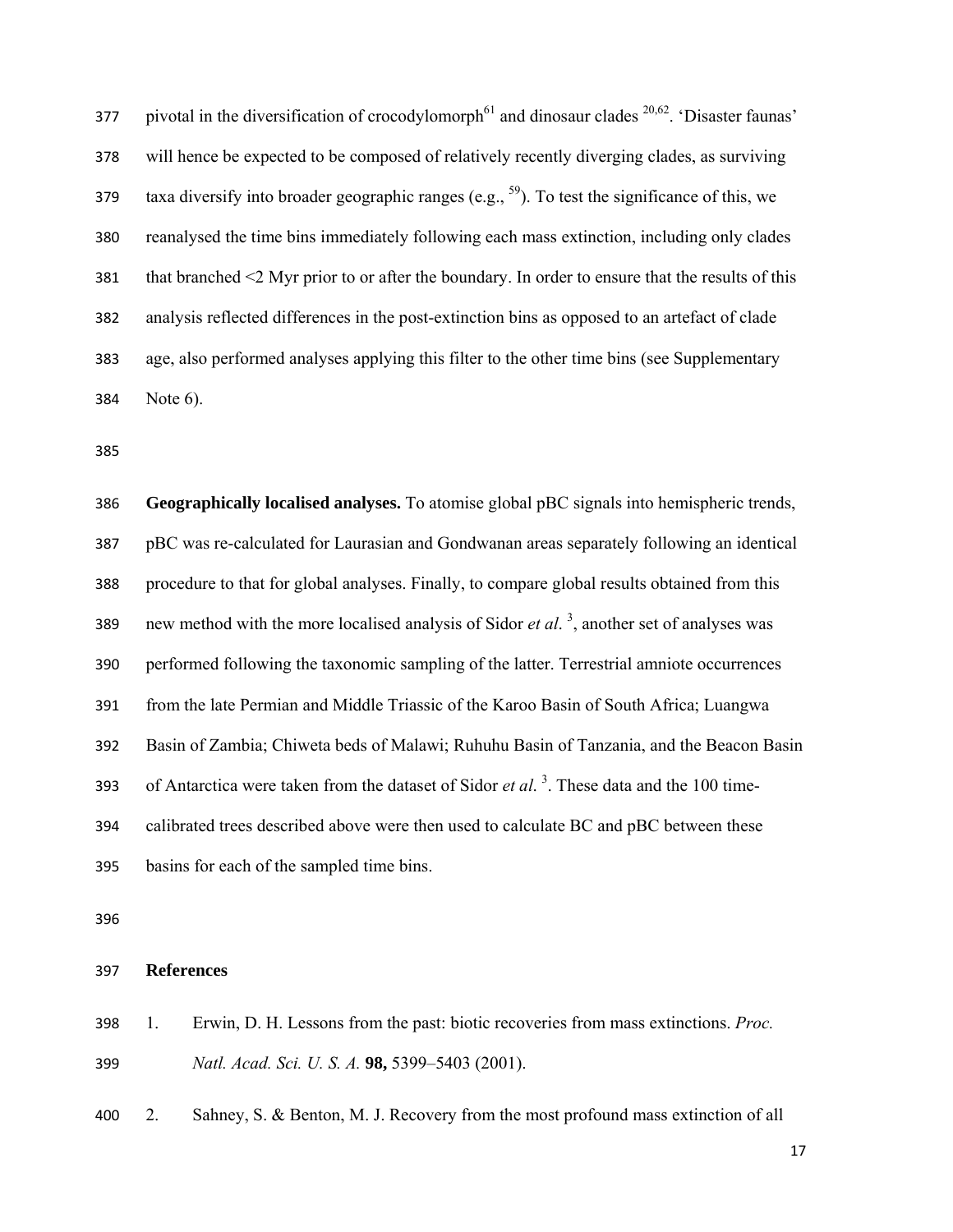pivotal in the diversification of crocodylomorph[61] and dinosaur clades [20,62]. 'Disaster faunas' will hence be expected to be composed of relatively recently diverging clades, as surviving taxa diversify into broader geographic ranges (e.g., [59]). To test the significance of this, we reanalysed the time bins immediately following each mass extinction, including only clades that branched <2 Myr prior to or after the boundary. In order to ensure that the results of this analysis reflected differences in the post-extinction bins as opposed to an artefact of clade age, also performed analyses applying this filter to the other time bins (see Supplementary Note 6).

**Geographically localised analyses.** To atomise global pBC signals into hemispheric trends, pBC was re-calculated for Laurasian and Gondwanan areas separately following an identical procedure to that for global analyses. Finally, to compare global results obtained from this new method with the more localised analysis of Sidor *et al*. [3], another set of analyses was performed following the taxonomic sampling of the latter. Terrestrial amniote occurrences from the late Permian and Middle Triassic of the Karoo Basin of South Africa; Luangwa Basin of Zambia; Chiweta beds of Malawi; Ruhuhu Basin of Tanzania, and the Beacon Basin of Antarctica were taken from the dataset of Sidor *et al*. [3]. These data and the 100 time-calibrated trees described above were then used to calculate BC and pBC between these basins for each of the sampled time bins.

## References

1. Erwin, D. H. Lessons from the past: biotic recoveries from mass extinctions. *Proc. Natl. Acad. Sci. U. S. A.* **98,** 5399–5403 (2001).
2. Sahney, S. & Benton, M. J. Recovery from the most profound mass extinction of all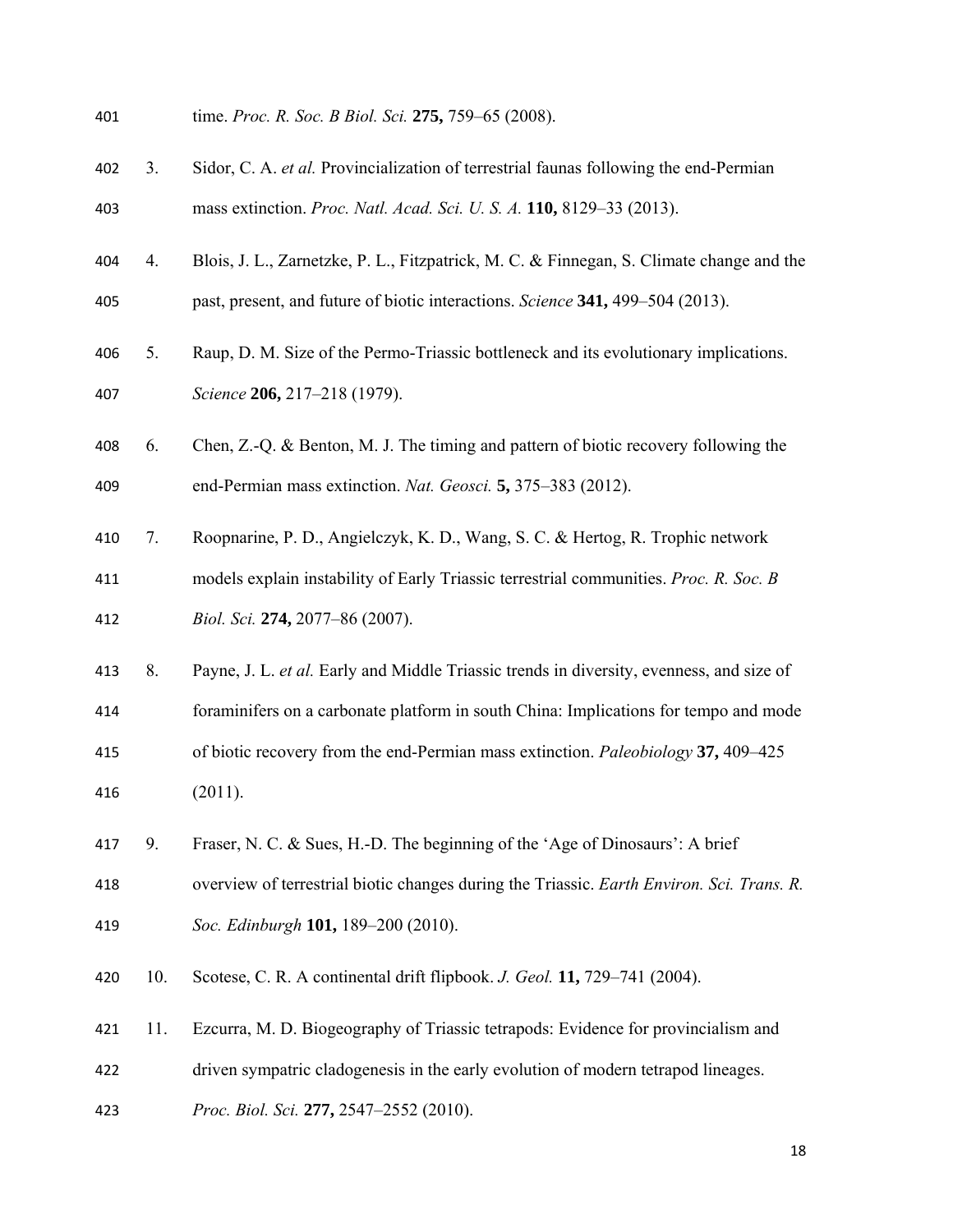time. *Proc. R. Soc. B Biol. Sci.* **275,** 759–65 (2008).

3. Sidor, C. A. *et al.* Provincialization of terrestrial faunas following the end-Permian mass extinction. *Proc. Natl. Acad. Sci. U. S. A.* **110,** 8129–33 (2013).

4. Blois, J. L., Zarnetzke, P. L., Fitzpatrick, M. C. & Finnegan, S. Climate change and the past, present, and future of biotic interactions. *Science* **341,** 499–504 (2013).

5. Raup, D. M. Size of the Permo-Triassic bottleneck and its evolutionary implications. *Science* **206,** 217–218 (1979).

6. Chen, Z.-Q. & Benton, M. J. The timing and pattern of biotic recovery following the end-Permian mass extinction. *Nat. Geosci.* **5,** 375–383 (2012).

7. Roopnarine, P. D., Angielczyk, K. D., Wang, S. C. & Hertog, R. Trophic network models explain instability of Early Triassic terrestrial communities. *Proc. R. Soc. B Biol. Sci.* **274,** 2077–86 (2007).

8. Payne, J. L. *et al.* Early and Middle Triassic trends in diversity, evenness, and size of foraminifers on a carbonate platform in south China: Implications for tempo and mode of biotic recovery from the end-Permian mass extinction. *Paleobiology* **37,** 409–425 (2011).

9. Fraser, N. C. & Sues, H.-D. The beginning of the 'Age of Dinosaurs': A brief overview of terrestrial biotic changes during the Triassic. *Earth Environ. Sci. Trans. R. Soc. Edinburgh* **101,** 189–200 (2010).

10. Scotese, C. R. A continental drift flipbook. *J. Geol.* **11,** 729–741 (2004).

11. Ezcurra, M. D. Biogeography of Triassic tetrapods: Evidence for provincialism and driven sympatric cladogenesis in the early evolution of modern tetrapod lineages. *Proc. Biol. Sci.* **277,** 2547–2552 (2010).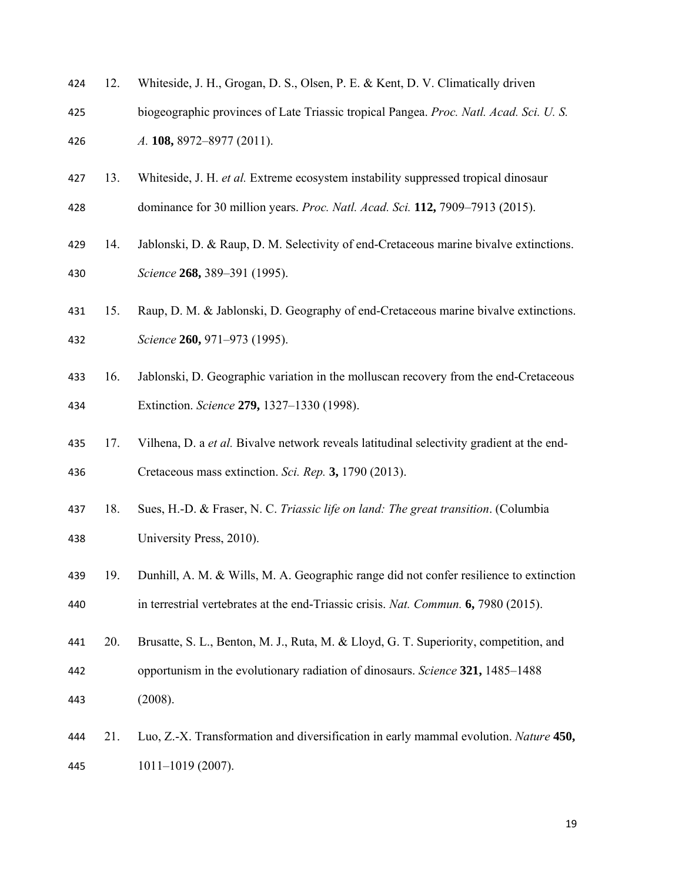12. Whiteside, J. H., Grogan, D. S., Olsen, P. E. & Kent, D. V. Climatically driven biogeographic provinces of Late Triassic tropical Pangea. *Proc. Natl. Acad. Sci. U. S. A.* **108,** 8972–8977 (2011).
13. Whiteside, J. H. *et al.* Extreme ecosystem instability suppressed tropical dinosaur dominance for 30 million years. *Proc. Natl. Acad. Sci.* **112,** 7909–7913 (2015).
14. Jablonski, D. & Raup, D. M. Selectivity of end-Cretaceous marine bivalve extinctions. *Science* **268,** 389–391 (1995).
15. Raup, D. M. & Jablonski, D. Geography of end-Cretaceous marine bivalve extinctions. *Science* **260,** 971–973 (1995).
16. Jablonski, D. Geographic variation in the molluscan recovery from the end-Cretaceous Extinction. *Science* **279,** 1327–1330 (1998).
17. Vilhena, D. a *et al.* Bivalve network reveals latitudinal selectivity gradient at the end-Cretaceous mass extinction. *Sci. Rep.* **3,** 1790 (2013).
18. Sues, H.-D. & Fraser, N. C. *Triassic life on land: The great transition*. (Columbia University Press, 2010).
19. Dunhill, A. M. & Wills, M. A. Geographic range did not confer resilience to extinction in terrestrial vertebrates at the end-Triassic crisis. *Nat. Commun.* **6,** 7980 (2015).
20. Brusatte, S. L., Benton, M. J., Ruta, M. & Lloyd, G. T. Superiority, competition, and opportunism in the evolutionary radiation of dinosaurs. *Science* **321,** 1485–1488 (2008).
21. Luo, Z.-X. Transformation and diversification in early mammal evolution. *Nature* **450,** 1011–1019 (2007).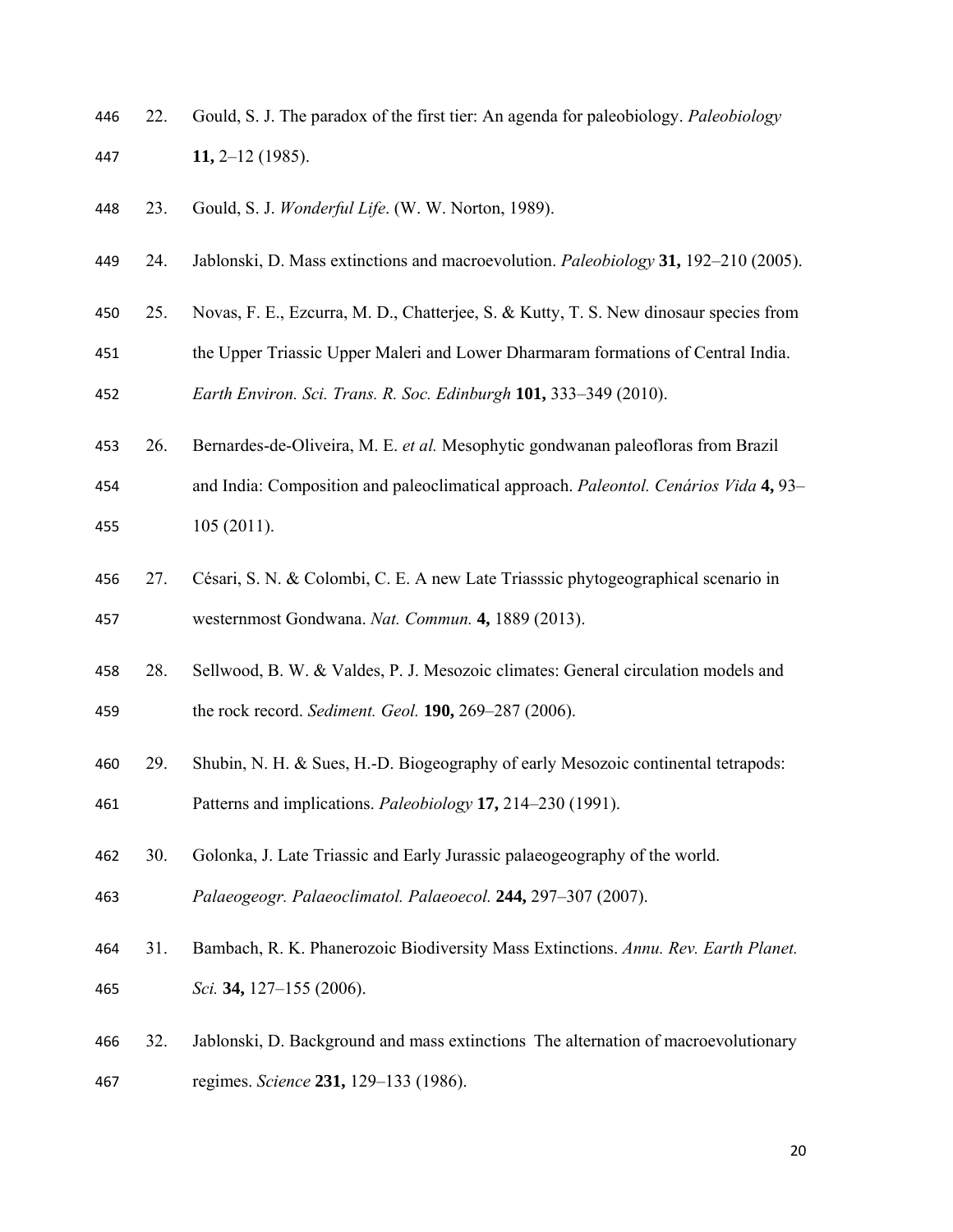22. Gould, S. J. The paradox of the first tier: An agenda for paleobiology. *Paleobiology* **11,** 2–12 (1985).

23. Gould, S. J. *Wonderful Life*. (W. W. Norton, 1989).

24. Jablonski, D. Mass extinctions and macroevolution. *Paleobiology* **31,** 192–210 (2005).

25. Novas, F. E., Ezcurra, M. D., Chatterjee, S. & Kutty, T. S. New dinosaur species from the Upper Triassic Upper Maleri and Lower Dharmaram formations of Central India. *Earth Environ. Sci. Trans. R. Soc. Edinburgh* **101,** 333–349 (2010).

26. Bernardes-de-Oliveira, M. E. *et al.* Mesophytic gondwanan paleofloras from Brazil and India: Composition and paleoclimatical approach. *Paleontol. Cenários Vida* **4,** 93–105 (2011).

27. Césari, S. N. & Colombi, C. E. A new Late Triasssic phytogeographical scenario in westernmost Gondwana. *Nat. Commun.* **4,** 1889 (2013).

28. Sellwood, B. W. & Valdes, P. J. Mesozoic climates: General circulation models and the rock record. *Sediment. Geol.* **190,** 269–287 (2006).

29. Shubin, N. H. & Sues, H.-D. Biogeography of early Mesozoic continental tetrapods: Patterns and implications. *Paleobiology* **17,** 214–230 (1991).

30. Golonka, J. Late Triassic and Early Jurassic palaeogeography of the world. *Palaeogeogr. Palaeoclimatol. Palaeoecol.* **244,** 297–307 (2007).

31. Bambach, R. K. Phanerozoic Biodiversity Mass Extinctions. *Annu. Rev. Earth Planet. Sci.* **34,** 127–155 (2006).

32. Jablonski, D. Background and mass extinctions The alternation of macroevolutionary regimes. *Science* **231,** 129–133 (1986).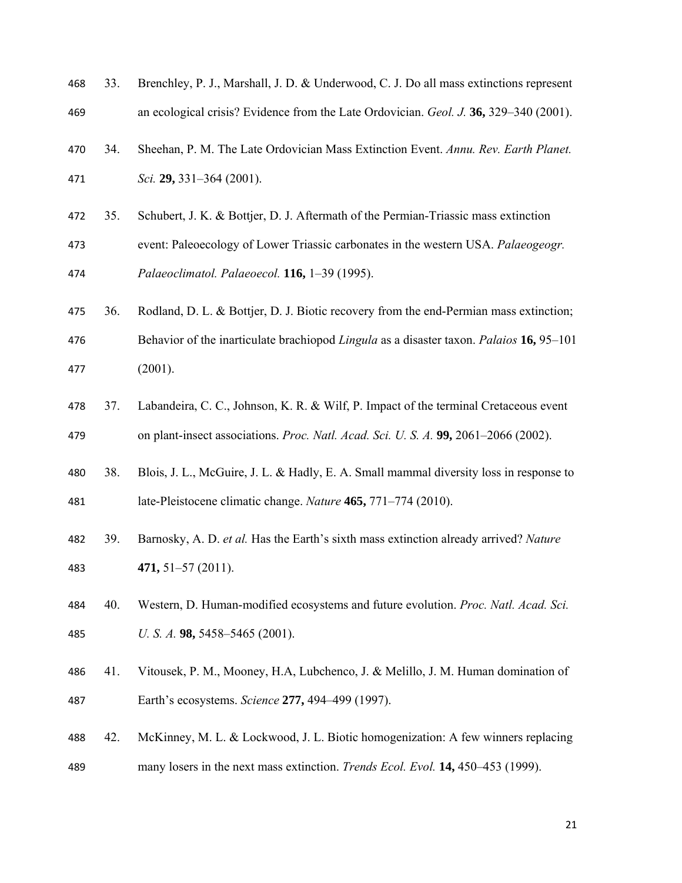33. Brenchley, P. J., Marshall, J. D. & Underwood, C. J. Do all mass extinctions represent an ecological crisis? Evidence from the Late Ordovician. *Geol. J.* **36,** 329–340 (2001).

34. Sheehan, P. M. The Late Ordovician Mass Extinction Event. *Annu. Rev. Earth Planet. Sci.* **29,** 331–364 (2001).

35. Schubert, J. K. & Bottjer, D. J. Aftermath of the Permian-Triassic mass extinction event: Paleoecology of Lower Triassic carbonates in the western USA. *Palaeogeogr. Palaeoclimatol. Palaeoecol.* **116,** 1–39 (1995).

36. Rodland, D. L. & Bottjer, D. J. Biotic recovery from the end-Permian mass extinction; Behavior of the inarticulate brachiopod *Lingula* as a disaster taxon. *Palaios* **16,** 95–101 (2001).

37. Labandeira, C. C., Johnson, K. R. & Wilf, P. Impact of the terminal Cretaceous event on plant-insect associations. *Proc. Natl. Acad. Sci. U. S. A.* **99,** 2061–2066 (2002).

38. Blois, J. L., McGuire, J. L. & Hadly, E. A. Small mammal diversity loss in response to late-Pleistocene climatic change. *Nature* **465,** 771–774 (2010).

39. Barnosky, A. D. *et al.* Has the Earth's sixth mass extinction already arrived? *Nature* **471,** 51–57 (2011).

40. Western, D. Human-modified ecosystems and future evolution. *Proc. Natl. Acad. Sci. U. S. A.* **98,** 5458–5465 (2001).

41. Vitousek, P. M., Mooney, H.A, Lubchenco, J. & Melillo, J. M. Human domination of Earth's ecosystems. *Science* **277,** 494–499 (1997).

42. McKinney, M. L. & Lockwood, J. L. Biotic homogenization: A few winners replacing many losers in the next mass extinction. *Trends Ecol. Evol.* **14,** 450–453 (1999).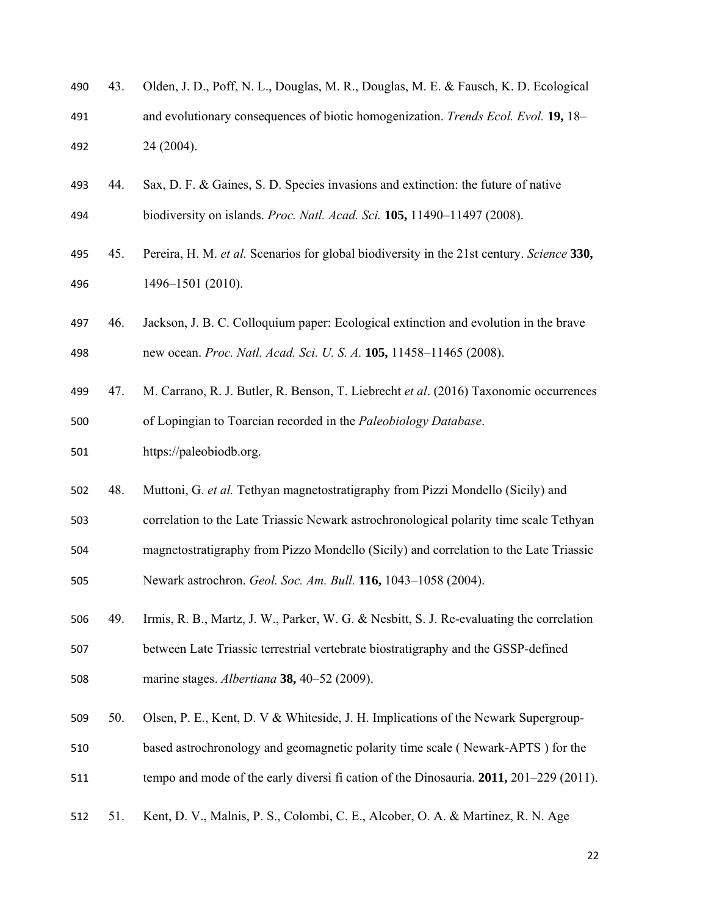43. Olden, J. D., Poff, N. L., Douglas, M. R., Douglas, M. E. & Fausch, K. D. Ecological and evolutionary consequences of biotic homogenization. *Trends Ecol. Evol.* **19,** 18–24 (2004).

44. Sax, D. F. & Gaines, S. D. Species invasions and extinction: the future of native biodiversity on islands. *Proc. Natl. Acad. Sci.* **105,** 11490–11497 (2008).

45. Pereira, H. M. *et al.* Scenarios for global biodiversity in the 21st century. *Science* **330,** 1496–1501 (2010).

46. Jackson, J. B. C. Colloquium paper: Ecological extinction and evolution in the brave new ocean. *Proc. Natl. Acad. Sci. U. S. A.* **105,** 11458–11465 (2008).

47. M. Carrano, R. J. Butler, R. Benson, T. Liebrecht *et al*. (2016) Taxonomic occurrences of Lopingian to Toarcian recorded in the *Paleobiology Database*. https://paleobiodb.org.

48. Muttoni, G. *et al.* Tethyan magnetostratigraphy from Pizzi Mondello (Sicily) and correlation to the Late Triassic Newark astrochronological polarity time scale Tethyan magnetostratigraphy from Pizzo Mondello (Sicily) and correlation to the Late Triassic Newark astrochron. *Geol. Soc. Am. Bull.* **116,** 1043–1058 (2004).

49. Irmis, R. B., Martz, J. W., Parker, W. G. & Nesbitt, S. J. Re-evaluating the correlation between Late Triassic terrestrial vertebrate biostratigraphy and the GSSP-defined marine stages. *Albertiana* **38,** 40–52 (2009).

50. Olsen, P. E., Kent, D. V & Whiteside, J. H. Implications of the Newark Supergroup-based astrochronology and geomagnetic polarity time scale ( Newark-APTS ) for the tempo and mode of the early diversi fi cation of the Dinosauria. **2011,** 201–229 (2011).

51. Kent, D. V., Malnis, P. S., Colombi, C. E., Alcober, O. A. & Martinez, R. N. Age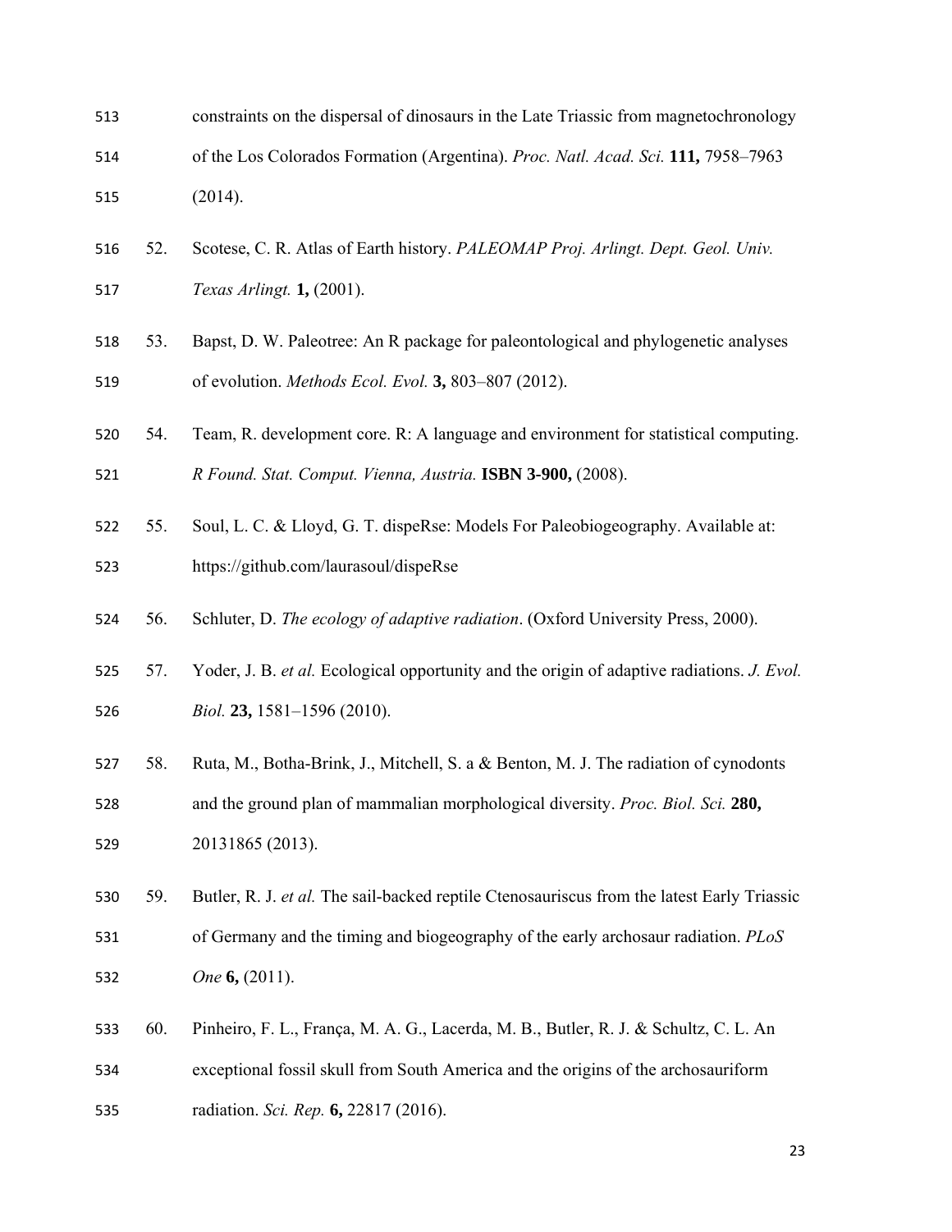constraints on the dispersal of dinosaurs in the Late Triassic from magnetochronology of the Los Colorados Formation (Argentina). *Proc. Natl. Acad. Sci.* **111,** 7958–7963 (2014).

52. Scotese, C. R. Atlas of Earth history. *PALEOMAP Proj. Arlingt. Dept. Geol. Univ. Texas Arlingt.* **1,** (2001).

53. Bapst, D. W. Paleotree: An R package for paleontological and phylogenetic analyses of evolution. *Methods Ecol. Evol.* **3,** 803–807 (2012).

54. Team, R. development core. R: A language and environment for statistical computing. *R Found. Stat. Comput. Vienna, Austria.* **ISBN 3-900,** (2008).

55. Soul, L. C. & Lloyd, G. T. dispeRse: Models For Paleobiogeography. Available at: https://github.com/laurasoul/dispeRse

56. Schluter, D. *The ecology of adaptive radiation*. (Oxford University Press, 2000).

57. Yoder, J. B. *et al.* Ecological opportunity and the origin of adaptive radiations. *J. Evol. Biol.* **23,** 1581–1596 (2010).

58. Ruta, M., Botha-Brink, J., Mitchell, S. a & Benton, M. J. The radiation of cynodonts and the ground plan of mammalian morphological diversity. *Proc. Biol. Sci.* **280,** 20131865 (2013).

59. Butler, R. J. *et al.* The sail-backed reptile Ctenosauriscus from the latest Early Triassic of Germany and the timing and biogeography of the early archosaur radiation. *PLoS One* **6,** (2011).

60. Pinheiro, F. L., França, M. A. G., Lacerda, M. B., Butler, R. J. & Schultz, C. L. An exceptional fossil skull from South America and the origins of the archosauriform radiation. *Sci. Rep.* **6,** 22817 (2016).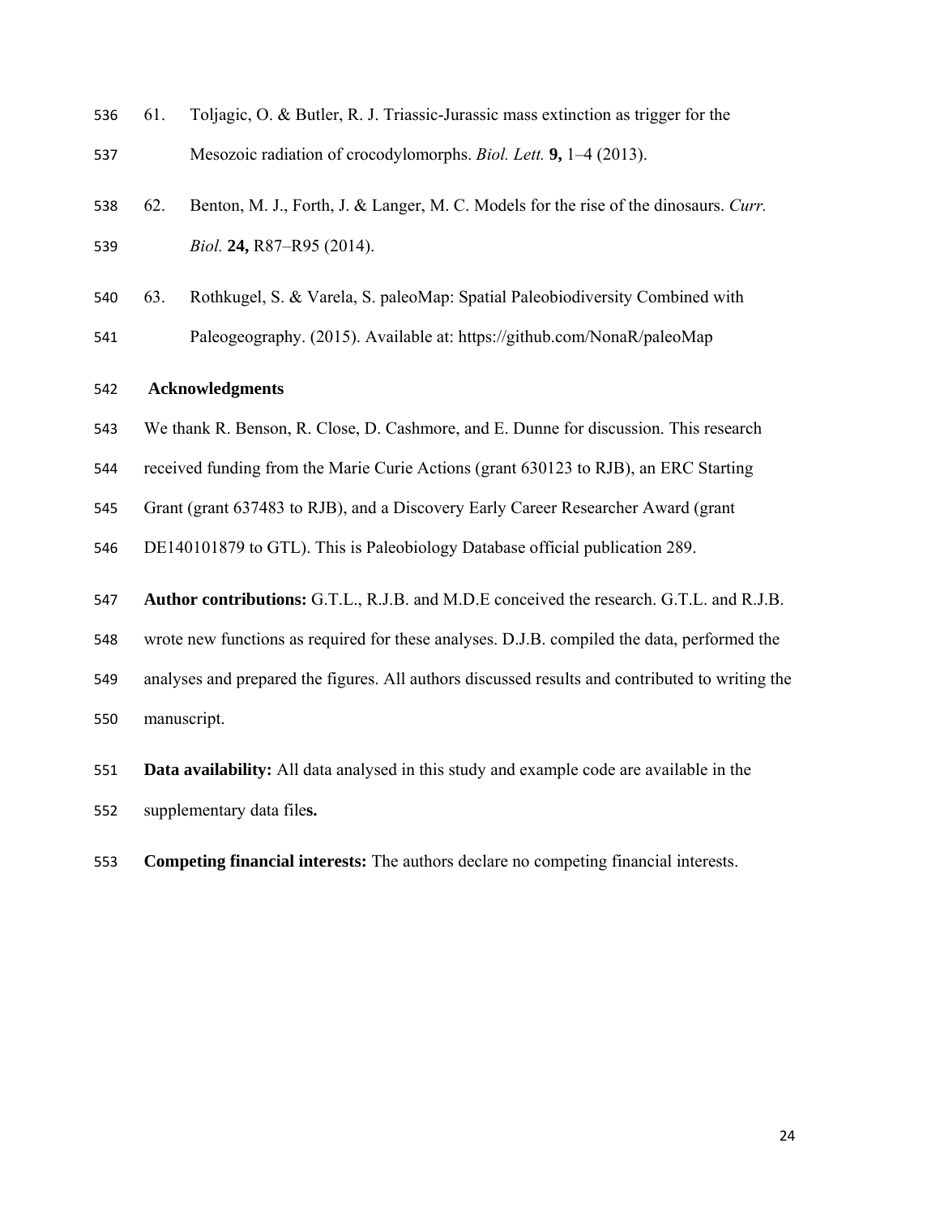61. Toljagic, O. & Butler, R. J. Triassic-Jurassic mass extinction as trigger for the Mesozoic radiation of crocodylomorphs. *Biol. Lett.* **9,** 1–4 (2013).

62. Benton, M. J., Forth, J. & Langer, M. C. Models for the rise of the dinosaurs. *Curr. Biol.* **24,** R87–R95 (2014).

63. Rothkugel, S. & Varela, S. paleoMap: Spatial Paleobiodiversity Combined with Paleogeography. (2015). Available at: https://github.com/NonaR/paleoMap

## Acknowledgments

We thank R. Benson, R. Close, D. Cashmore, and E. Dunne for discussion. This research received funding from the Marie Curie Actions (grant 630123 to RJB), an ERC Starting Grant (grant 637483 to RJB), and a Discovery Early Career Researcher Award (grant DE140101879 to GTL). This is Paleobiology Database official publication 289.

**Author contributions:** G.T.L., R.J.B. and M.D.E conceived the research. G.T.L. and R.J.B. wrote new functions as required for these analyses. D.J.B. compiled the data, performed the analyses and prepared the figures. All authors discussed results and contributed to writing the manuscript.

**Data availability:** All data analysed in this study and example code are available in the supplementary data file**s.**

**Competing financial interests:** The authors declare no competing financial interests.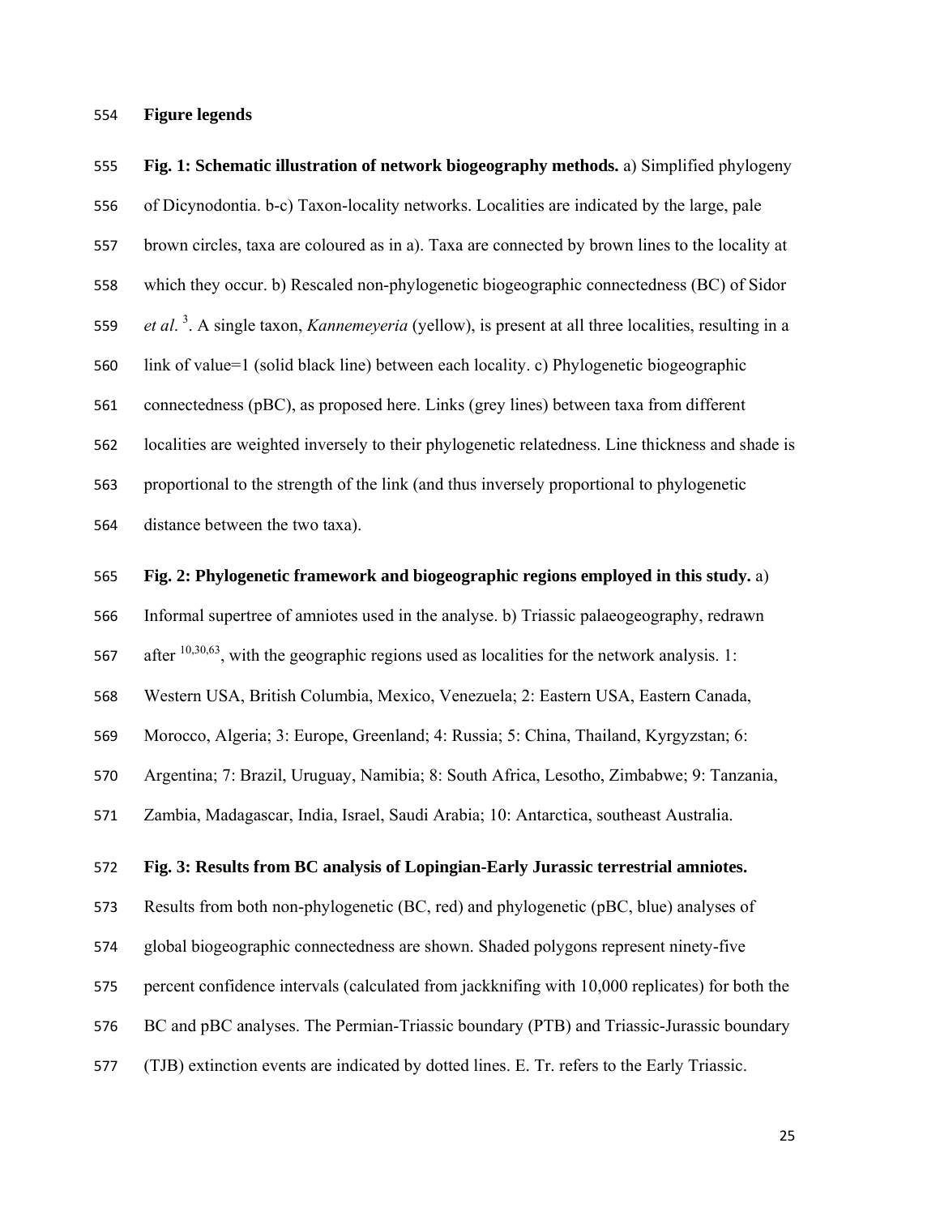## Figure legends

**Fig. 1: Schematic illustration of network biogeography methods.** a) Simplified phylogeny of Dicynodontia. b-c) Taxon-locality networks. Localities are indicated by the large, pale brown circles, taxa are coloured as in a). Taxa are connected by brown lines to the locality at which they occur. b) Rescaled non-phylogenetic biogeographic connectedness (BC) of Sidor *et al*. [3]. A single taxon, *Kannemeyeria* (yellow), is present at all three localities, resulting in a link of value=1 (solid black line) between each locality. c) Phylogenetic biogeographic connectedness (pBC), as proposed here. Links (grey lines) between taxa from different localities are weighted inversely to their phylogenetic relatedness. Line thickness and shade is proportional to the strength of the link (and thus inversely proportional to phylogenetic distance between the two taxa).

**Fig. 2: Phylogenetic framework and biogeographic regions employed in this study.** a) Informal supertree of amniotes used in the analyse. b) Triassic palaeogeography, redrawn after [10,30,63], with the geographic regions used as localities for the network analysis. 1: Western USA, British Columbia, Mexico, Venezuela; 2: Eastern USA, Eastern Canada, Morocco, Algeria; 3: Europe, Greenland; 4: Russia; 5: China, Thailand, Kyrgyzstan; 6: Argentina; 7: Brazil, Uruguay, Namibia; 8: South Africa, Lesotho, Zimbabwe; 9: Tanzania, Zambia, Madagascar, India, Israel, Saudi Arabia; 10: Antarctica, southeast Australia.

**Fig. 3: Results from BC analysis of Lopingian-Early Jurassic terrestrial amniotes.** Results from both non-phylogenetic (BC, red) and phylogenetic (pBC, blue) analyses of global biogeographic connectedness are shown. Shaded polygons represent ninety-five percent confidence intervals (calculated from jackknifing with 10,000 replicates) for both the BC and pBC analyses. The Permian-Triassic boundary (PTB) and Triassic-Jurassic boundary (TJB) extinction events are indicated by dotted lines. E. Tr. refers to the Early Triassic.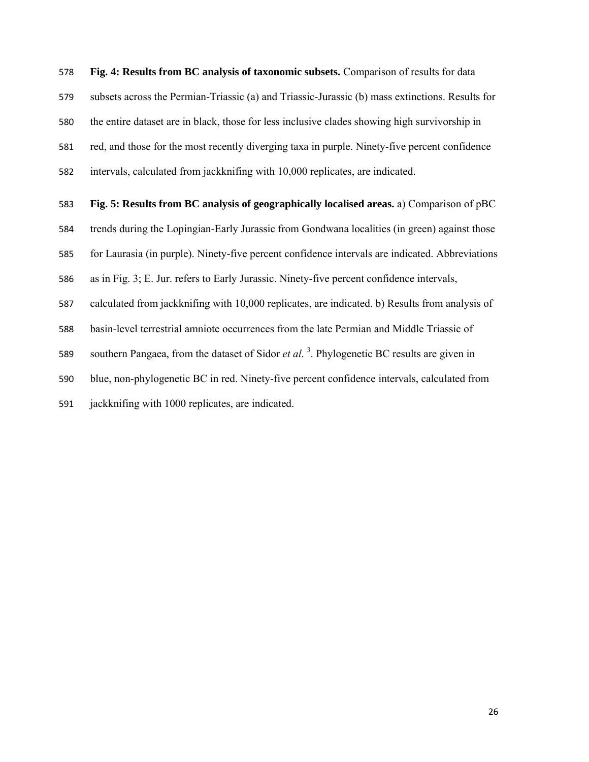**Fig. 4: Results from BC analysis of taxonomic subsets.** Comparison of results for data subsets across the Permian-Triassic (a) and Triassic-Jurassic (b) mass extinctions. Results for the entire dataset are in black, those for less inclusive clades showing high survivorship in red, and those for the most recently diverging taxa in purple. Ninety-five percent confidence intervals, calculated from jackknifing with 10,000 replicates, are indicated.

**Fig. 5: Results from BC analysis of geographically localised areas.** a) Comparison of pBC trends during the Lopingian-Early Jurassic from Gondwana localities (in green) against those for Laurasia (in purple). Ninety-five percent confidence intervals are indicated. Abbreviations as in Fig. 3; E. Jur. refers to Early Jurassic. Ninety-five percent confidence intervals, calculated from jackknifing with 10,000 replicates, are indicated. b) Results from analysis of basin-level terrestrial amniote occurrences from the late Permian and Middle Triassic of southern Pangaea, from the dataset of Sidor *et al*. [3]. Phylogenetic BC results are given in blue, non-phylogenetic BC in red. Ninety-five percent confidence intervals, calculated from jackknifing with 1000 replicates, are indicated.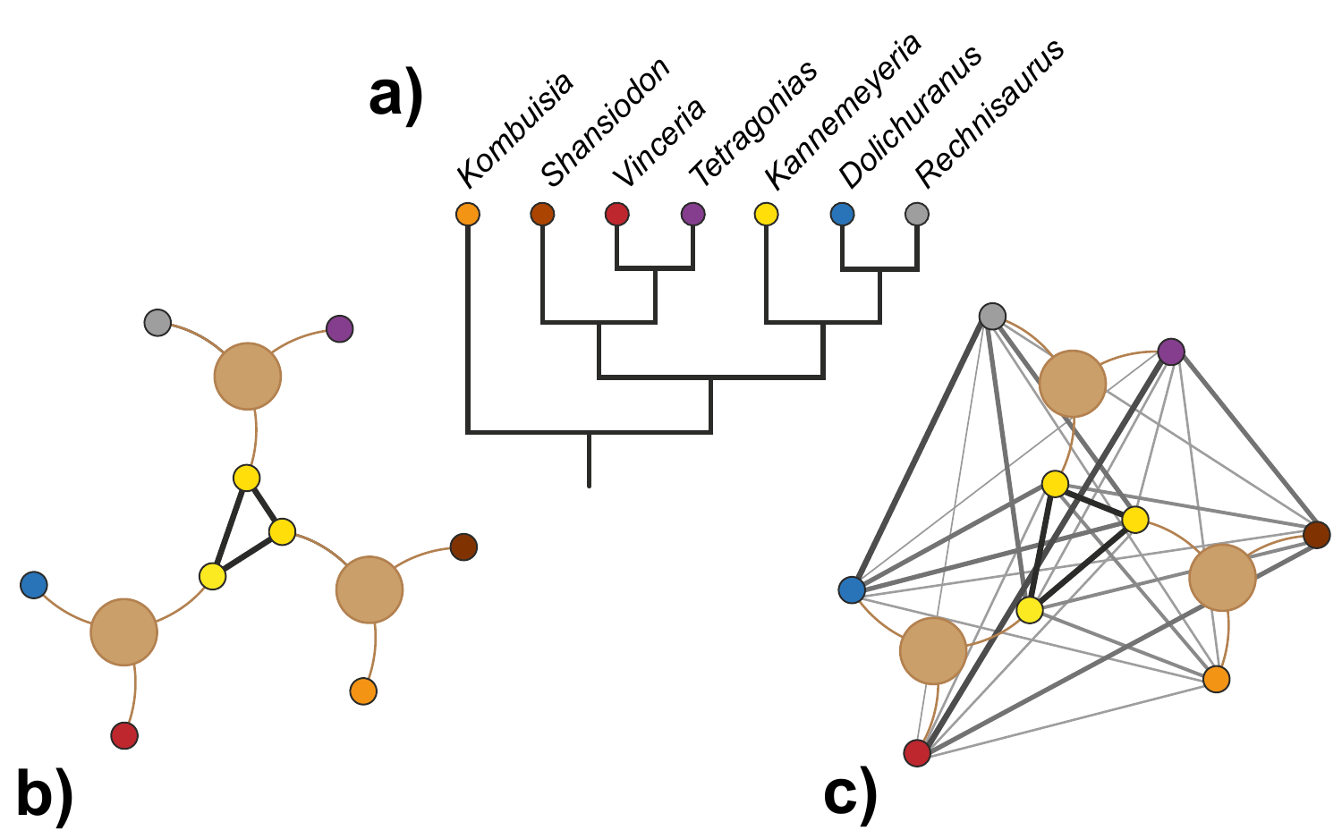**a)**

*Kombuisia* *Shansiodon* *Vinceria* *Tetragonias* *Kannemeyeria* *Dolichuranus* *Rechnisaurus*

**b)**

**c)**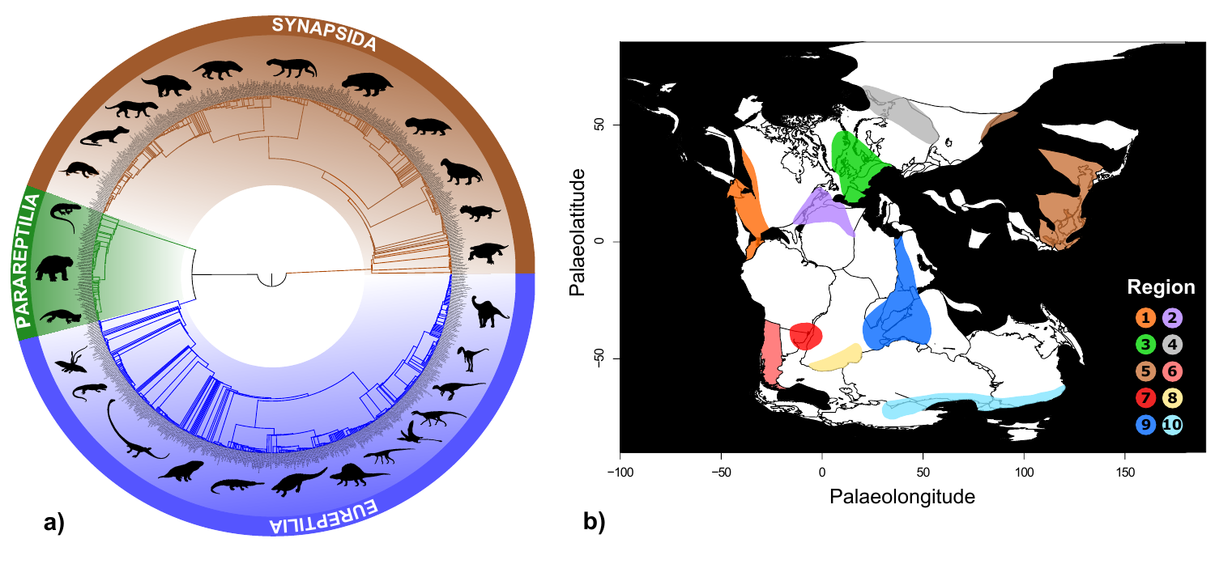a)

SYNAPSIDA

PARAREPTILIA

EUREPTILIA

b)

Palaeolatitude

Palaeolongitude

Region

1 2
3 4
5 6
7 8
9 10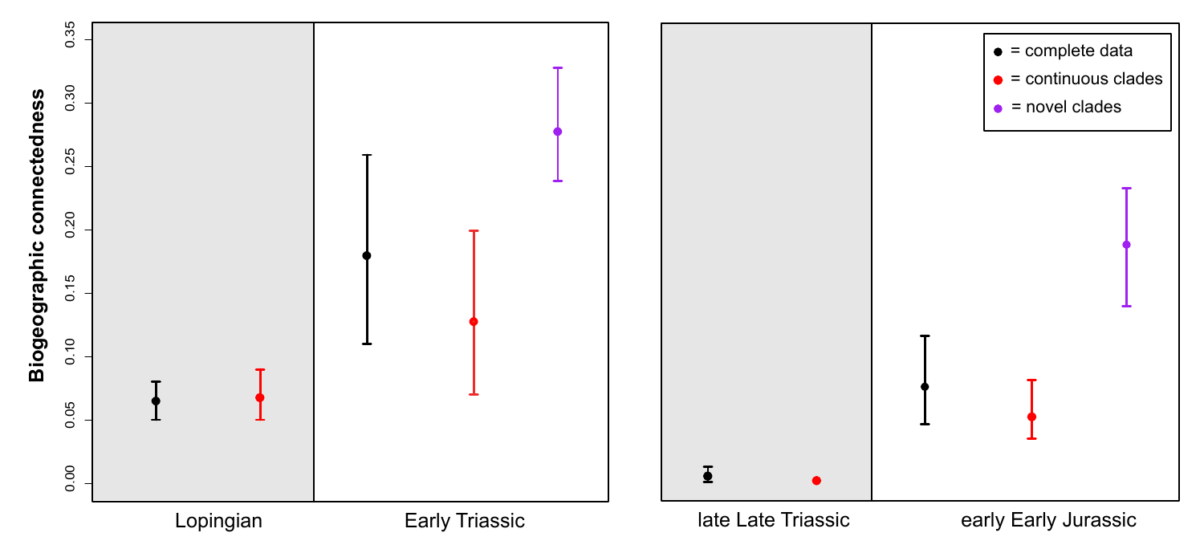Biogeographic connectedness

0.00 0.05 0.10 0.15 0.20 0.25 0.30 0.35

Lopingian

Early Triassic

late Late Triassic

early Early Jurassic

● = complete data

● = continuous clades

● = novel clades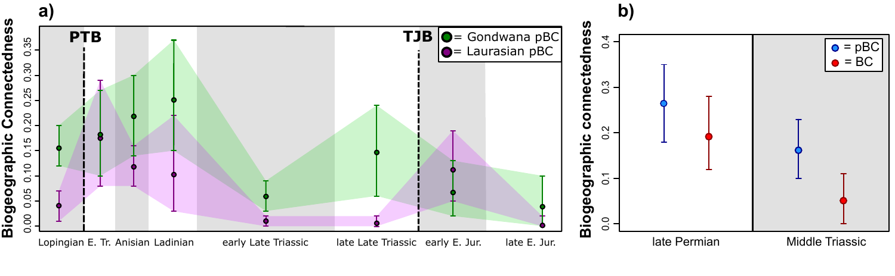a)

Biogeographic Connectedness

0.35
0.30
0.25
0.20
0.15
0.10
0.05
0.00

PTB

TJB

= Gondwana pBC
= Laurasian pBC

Lopingian E. Tr. Anisian Ladinian early Late Triassic late Late Triassic early E. Jur. late E. Jur.

b)

Biogeographic connectedness

0.4
0.3
0.2
0.1
0.0

= pBC
= BC

late Permian

Middle Triassic